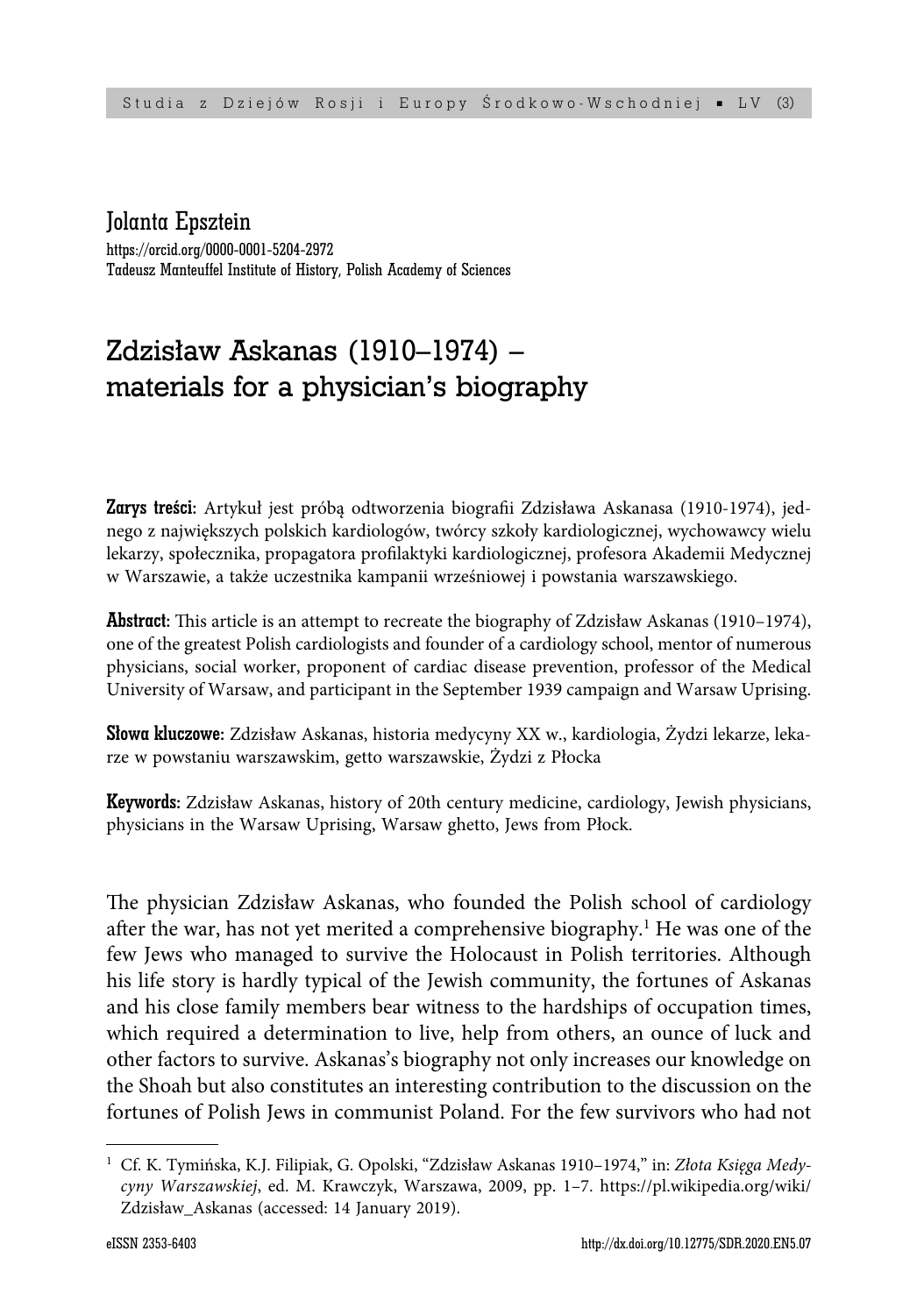Jolanta Epsztein
https://orcid.org/0000-0001-5204-2972
Tadeusz Manteuffel Institute of History, Polish Academy of Sciences

# Zdzisław Askanas (1910–1974) – materials for a physician's biography

**Zarys treści:** Artykuł jest próbą odtworzenia biografii Zdzisława Askanasa (1910-1974), jednego z największych polskich kardiologów, twórcy szkoły kardiologicznej, wychowawcy wielu lekarzy, społecznika, propagatora profilaktyki kardiologicznej, profesora Akademii Medycznej w Warszawie, a także uczestnika kampanii wrześniowej i powstania warszawskiego.

**Abstract:** This article is an attempt to recreate the biography of Zdzisław Askanas (1910–1974), one of the greatest Polish cardiologists and founder of a cardiology school, mentor of numerous physicians, social worker, proponent of cardiac disease prevention, professor of the Medical University of Warsaw, and participant in the September 1939 campaign and Warsaw Uprising.

**Słowa kluczowe:** Zdzisław Askanas, historia medycyny XX w., kardiologia, Żydzi lekarze, lekarze w powstaniu warszawskim, getto warszawskie, Żydzi z Płocka

**Keywords:** Zdzisław Askanas, history of 20th century medicine, cardiology, Jewish physicians, physicians in the Warsaw Uprising, Warsaw ghetto, Jews from Płock.

The physician Zdzisław Askanas, who founded the Polish school of cardiology after the war, has not yet merited a comprehensive biography.[1] He was one of the few Jews who managed to survive the Holocaust in Polish territories. Although his life story is hardly typical of the Jewish community, the fortunes of Askanas and his close family members bear witness to the hardships of occupation times, which required a determination to live, help from others, an ounce of luck and other factors to survive. Askanas's biography not only increases our knowledge on the Shoah but also constitutes an interesting contribution to the discussion on the fortunes of Polish Jews in communist Poland. For the few survivors who had not

[1] Cf. K. Tymińska, K.J. Filipiak, G. Opolski, "Zdzisław Askanas 1910–1974," in: *Złota Księga Medycyny Warszawskiej*, ed. M. Krawczyk, Warszawa, 2009, pp. 1–7. https://pl.wikipedia.org/wiki/Zdzisław_Askanas (accessed: 14 January 2019).

eISSN 2353-6403 http://dx.doi.org/10.12775/SDR.2020.EN5.07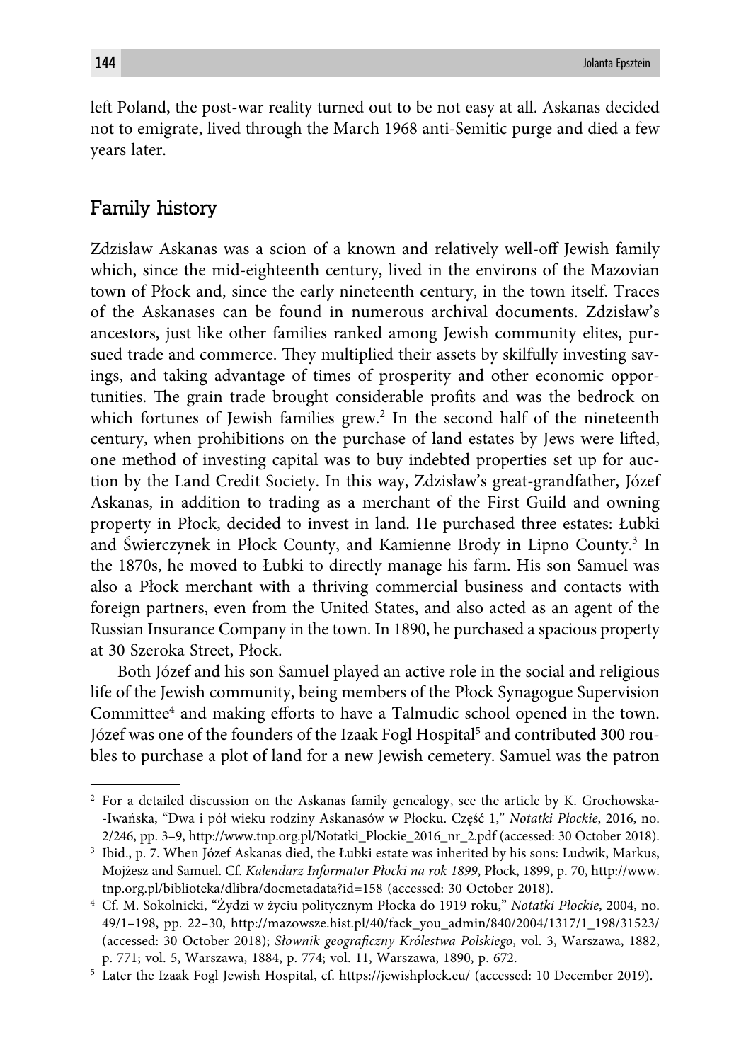left Poland, the post-war reality turned out to be not easy at all. Askanas decided not to emigrate, lived through the March 1968 anti-Semitic purge and died a few years later.

## Family history

Zdzisław Askanas was a scion of a known and relatively well-off Jewish family which, since the mid-eighteenth century, lived in the environs of the Mazovian town of Płock and, since the early nineteenth century, in the town itself. Traces of the Askanases can be found in numerous archival documents. Zdzisław's ancestors, just like other families ranked among Jewish community elites, pursued trade and commerce. They multiplied their assets by skilfully investing savings, and taking advantage of times of prosperity and other economic opportunities. The grain trade brought considerable profits and was the bedrock on which fortunes of Jewish families grew.[2] In the second half of the nineteenth century, when prohibitions on the purchase of land estates by Jews were lifted, one method of investing capital was to buy indebted properties set up for auction by the Land Credit Society. In this way, Zdzisław's great-grandfather, Józef Askanas, in addition to trading as a merchant of the First Guild and owning property in Płock, decided to invest in land. He purchased three estates: Łubki and Świerczynek in Płock County, and Kamienne Brody in Lipno County.[3] In the 1870s, he moved to Łubki to directly manage his farm. His son Samuel was also a Płock merchant with a thriving commercial business and contacts with foreign partners, even from the United States, and also acted as an agent of the Russian Insurance Company in the town. In 1890, he purchased a spacious property at 30 Szeroka Street, Płock.

Both Józef and his son Samuel played an active role in the social and religious life of the Jewish community, being members of the Płock Synagogue Supervision Committee[4] and making efforts to have a Talmudic school opened in the town. Józef was one of the founders of the Izaak Fogl Hospital[5] and contributed 300 roubles to purchase a plot of land for a new Jewish cemetery. Samuel was the patron

---

[2] For a detailed discussion on the Askanas family genealogy, see the article by K. Grochowska-Iwańska, "Dwa i pół wieku rodziny Askanasów w Płocku. Część 1," *Notatki Płockie*, 2016, no. 2/246, pp. 3–9, http://www.tnp.org.pl/Notatki_Plockie_2016_nr_2.pdf (accessed: 30 October 2018).

[3] Ibid., p. 7. When Józef Askanas died, the Łubki estate was inherited by his sons: Ludwik, Markus, Mojżesz and Samuel. Cf. *Kalendarz Informator Płocki na rok 1899*, Płock, 1899, p. 70, http://www.tnp.org.pl/biblioteka/dlibra/docmetadata?id=158 (accessed: 30 October 2018).

[4] Cf. M. Sokolnicki, "Żydzi w życiu politycznym Płocka do 1919 roku," *Notatki Płockie*, 2004, no. 49/1–198, pp. 22–30, http://mazowsze.hist.pl/40/fack_you_admin/840/2004/1317/1_198/31523/ (accessed: 30 October 2018); *Słownik geograficzny Królestwa Polskiego*, vol. 3, Warszawa, 1882, p. 771; vol. 5, Warszawa, 1884, p. 774; vol. 11, Warszawa, 1890, p. 672.

[5] Later the Izaak Fogl Jewish Hospital, cf. https://jewishplock.eu/ (accessed: 10 December 2019).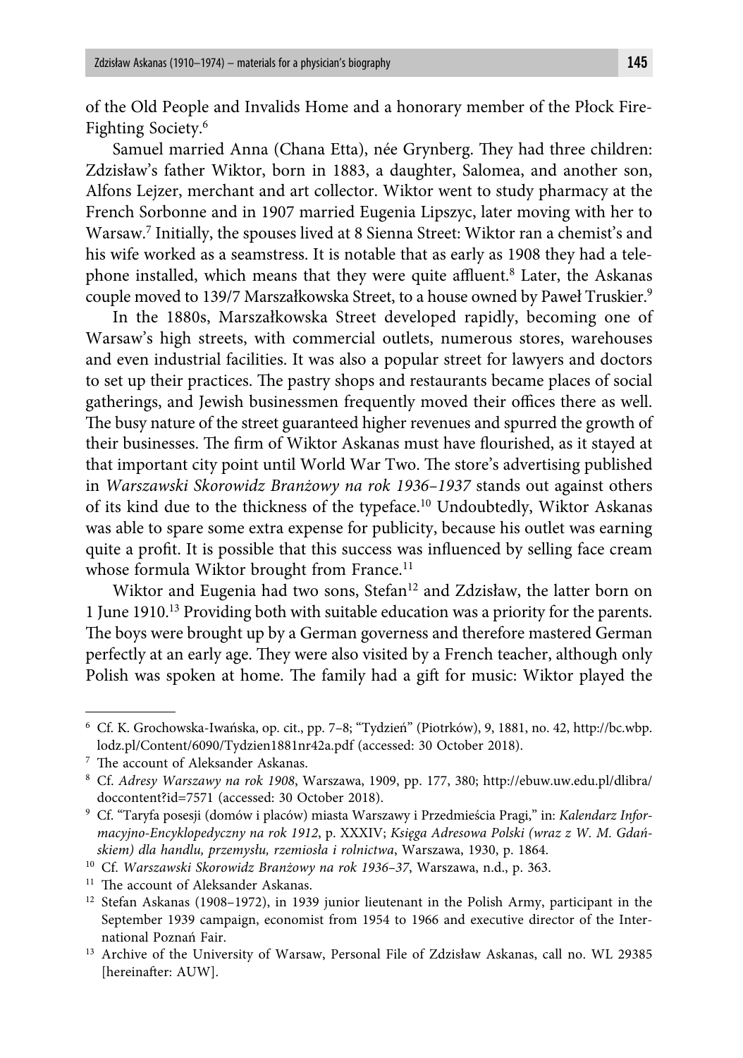of the Old People and Invalids Home and a honorary member of the Płock Fire-Fighting Society.[6]

Samuel married Anna (Chana Etta), née Grynberg. They had three children: Zdzisław's father Wiktor, born in 1883, a daughter, Salomea, and another son, Alfons Lejzer, merchant and art collector. Wiktor went to study pharmacy at the French Sorbonne and in 1907 married Eugenia Lipszyc, later moving with her to Warsaw.[7] Initially, the spouses lived at 8 Sienna Street: Wiktor ran a chemist's and his wife worked as a seamstress. It is notable that as early as 1908 they had a telephone installed, which means that they were quite affluent.[8] Later, the Askanas couple moved to 139/7 Marszałkowska Street, to a house owned by Paweł Truskier.[9]

In the 1880s, Marszałkowska Street developed rapidly, becoming one of Warsaw's high streets, with commercial outlets, numerous stores, warehouses and even industrial facilities. It was also a popular street for lawyers and doctors to set up their practices. The pastry shops and restaurants became places of social gatherings, and Jewish businessmen frequently moved their offices there as well. The busy nature of the street guaranteed higher revenues and spurred the growth of their businesses. The firm of Wiktor Askanas must have flourished, as it stayed at that important city point until World War Two. The store's advertising published in *Warszawski Skorowidz Branżowy na rok 1936–1937* stands out against others of its kind due to the thickness of the typeface.[10] Undoubtedly, Wiktor Askanas was able to spare some extra expense for publicity, because his outlet was earning quite a profit. It is possible that this success was influenced by selling face cream whose formula Wiktor brought from France.[11]

Wiktor and Eugenia had two sons, Stefan[12] and Zdzisław, the latter born on 1 June 1910.[13] Providing both with suitable education was a priority for the parents. The boys were brought up by a German governess and therefore mastered German perfectly at an early age. They were also visited by a French teacher, although only Polish was spoken at home. The family had a gift for music: Wiktor played the

---

[6] Cf. K. Grochowska-Iwańska, op. cit., pp. 7–8; "Tydzień" (Piotrków), 9, 1881, no. 42, http://bc.wbp.lodz.pl/Content/6090/Tydzien1881nr42a.pdf (accessed: 30 October 2018).

[7] The account of Aleksander Askanas.

[8] Cf. *Adresy Warszawy na rok 1908*, Warszawa, 1909, pp. 177, 380; http://ebuw.uw.edu.pl/dlibra/doccontent?id=7571 (accessed: 30 October 2018).

[9] Cf. "Taryfa posesji (domów i placów) miasta Warszawy i Przedmieścia Pragi," in: *Kalendarz Informacyjno-Encyklopedyczny na rok 1912*, p. XXXIV; *Księga Adresowa Polski (wraz z W. M. Gdańskiem) dla handlu, przemysłu, rzemiosła i rolnictwa*, Warszawa, 1930, p. 1864.

[10] Cf. *Warszawski Skorowidz Branżowy na rok 1936–37*, Warszawa, n.d., p. 363.

[11] The account of Aleksander Askanas.

[12] Stefan Askanas (1908–1972), in 1939 junior lieutenant in the Polish Army, participant in the September 1939 campaign, economist from 1954 to 1966 and executive director of the International Poznań Fair.

[13] Archive of the University of Warsaw, Personal File of Zdzisław Askanas, call no. WL 29385 [hereinafter: AUW].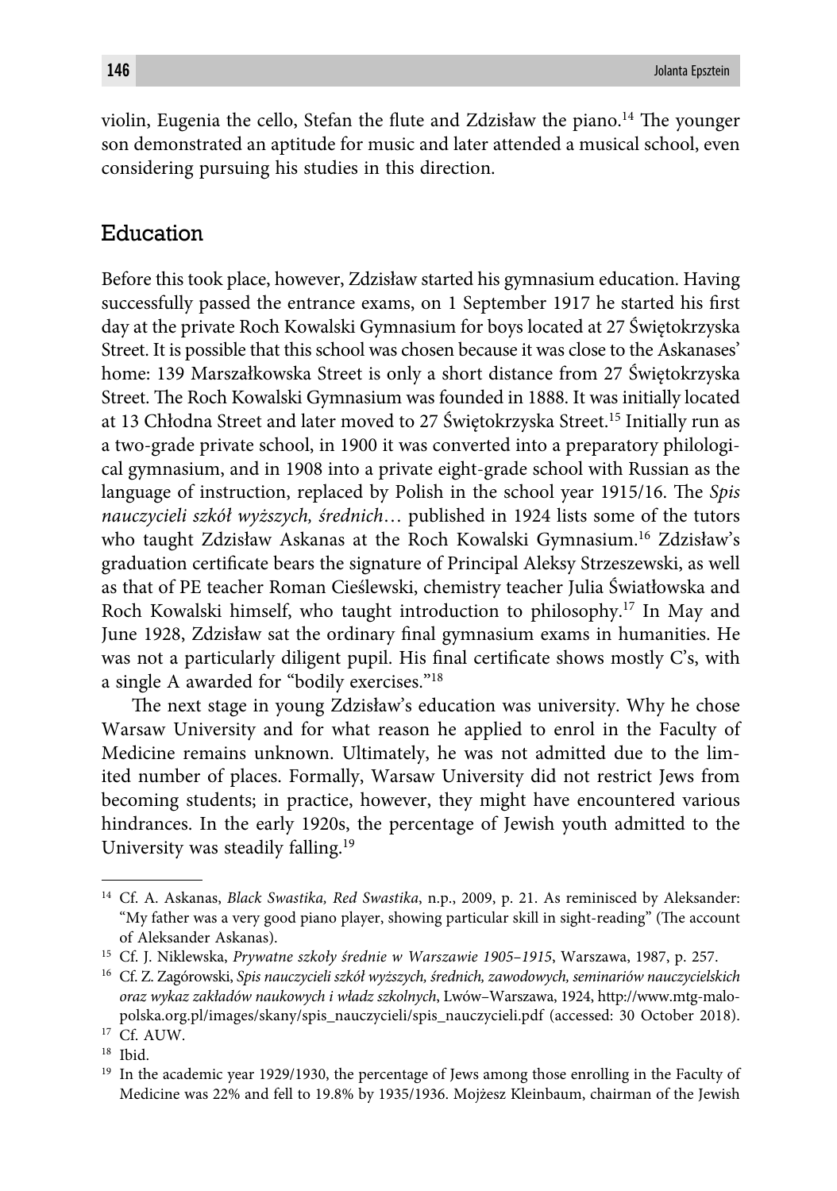violin, Eugenia the cello, Stefan the flute and Zdzisław the piano.[14] The younger son demonstrated an aptitude for music and later attended a musical school, even considering pursuing his studies in this direction.

## Education

Before this took place, however, Zdzisław started his gymnasium education. Having successfully passed the entrance exams, on 1 September 1917 he started his first day at the private Roch Kowalski Gymnasium for boys located at 27 Świętokrzyska Street. It is possible that this school was chosen because it was close to the Askanases' home: 139 Marszałkowska Street is only a short distance from 27 Świętokrzyska Street. The Roch Kowalski Gymnasium was founded in 1888. It was initially located at 13 Chłodna Street and later moved to 27 Świętokrzyska Street.[15] Initially run as a two-grade private school, in 1900 it was converted into a preparatory philological gymnasium, and in 1908 into a private eight-grade school with Russian as the language of instruction, replaced by Polish in the school year 1915/16. The *Spis nauczycieli szkół wyższych, średnich*… published in 1924 lists some of the tutors who taught Zdzisław Askanas at the Roch Kowalski Gymnasium.[16] Zdzisław's graduation certificate bears the signature of Principal Aleksy Strzeszewski, as well as that of PE teacher Roman Cieślewski, chemistry teacher Julia Światłowska and Roch Kowalski himself, who taught introduction to philosophy.[17] In May and June 1928, Zdzisław sat the ordinary final gymnasium exams in humanities. He was not a particularly diligent pupil. His final certificate shows mostly C's, with a single A awarded for "bodily exercises."[18]

The next stage in young Zdzisław's education was university. Why he chose Warsaw University and for what reason he applied to enrol in the Faculty of Medicine remains unknown. Ultimately, he was not admitted due to the limited number of places. Formally, Warsaw University did not restrict Jews from becoming students; in practice, however, they might have encountered various hindrances. In the early 1920s, the percentage of Jewish youth admitted to the University was steadily falling.[19]

---

[14] Cf. A. Askanas, *Black Swastika, Red Swastika*, n.p., 2009, p. 21. As reminisced by Aleksander: "My father was a very good piano player, showing particular skill in sight-reading" (The account of Aleksander Askanas).

[15] Cf. J. Niklewska, *Prywatne szkoły średnie w Warszawie 1905–1915*, Warszawa, 1987, p. 257.

[16] Cf. Z. Zagórowski, *Spis nauczycieli szkół wyższych, średnich, zawodowych, seminariów nauczycielskich oraz wykaz zakładów naukowych i władz szkolnych*, Lwów–Warszawa, 1924, http://www.mtg-malopolska.org.pl/images/skany/spis_nauczycieli/spis_nauczycieli.pdf (accessed: 30 October 2018).

[17] Cf. AUW.

[18] Ibid.

[19] In the academic year 1929/1930, the percentage of Jews among those enrolling in the Faculty of Medicine was 22% and fell to 19.8% by 1935/1936. Mojżesz Kleinbaum, chairman of the Jewish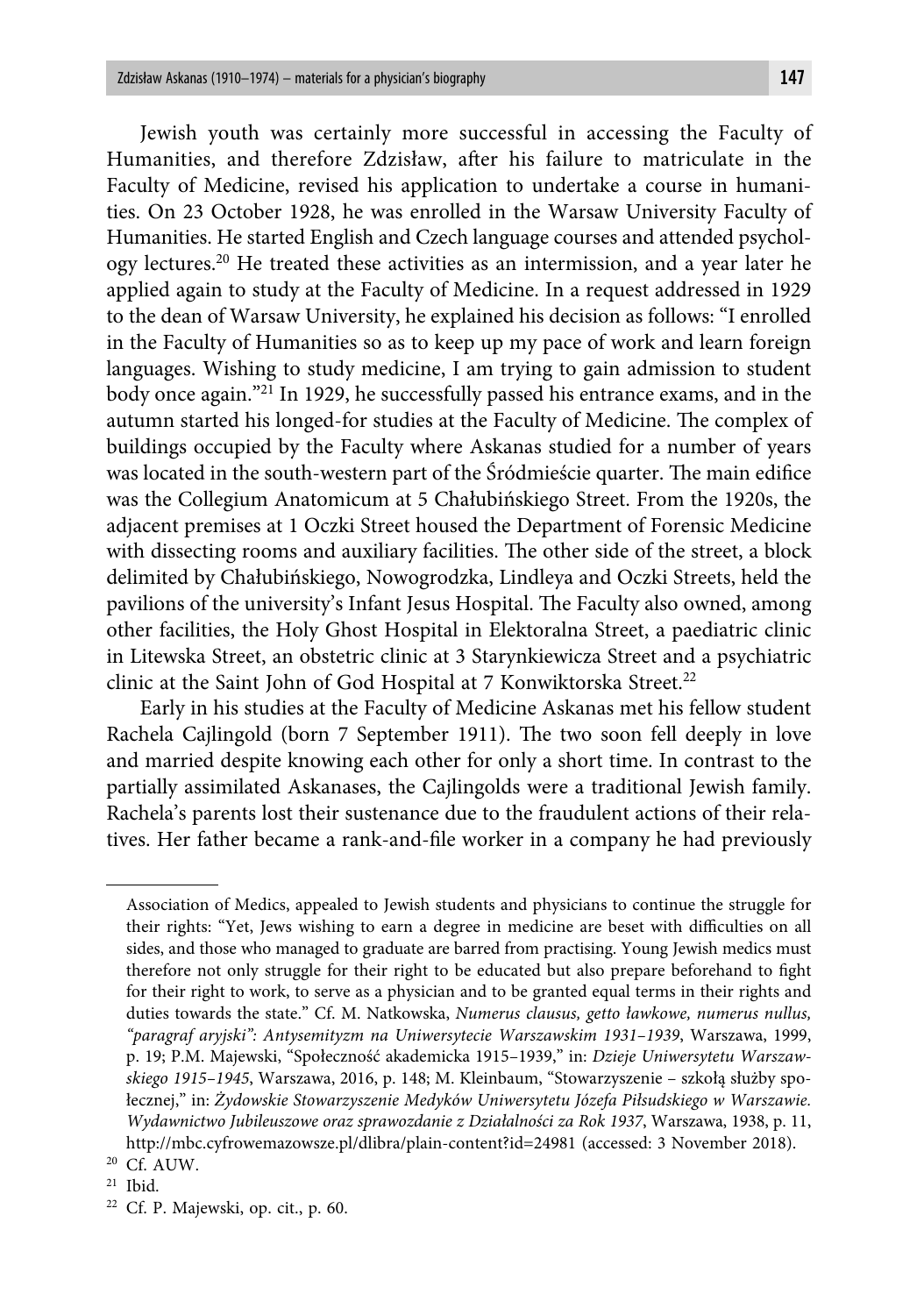Jewish youth was certainly more successful in accessing the Faculty of Humanities, and therefore Zdzisław, after his failure to matriculate in the Faculty of Medicine, revised his application to undertake a course in humanities. On 23 October 1928, he was enrolled in the Warsaw University Faculty of Humanities. He started English and Czech language courses and attended psychology lectures.[20] He treated these activities as an intermission, and a year later he applied again to study at the Faculty of Medicine. In a request addressed in 1929 to the dean of Warsaw University, he explained his decision as follows: "I enrolled in the Faculty of Humanities so as to keep up my pace of work and learn foreign languages. Wishing to study medicine, I am trying to gain admission to student body once again."[21] In 1929, he successfully passed his entrance exams, and in the autumn started his longed-for studies at the Faculty of Medicine. The complex of buildings occupied by the Faculty where Askanas studied for a number of years was located in the south-western part of the Śródmieście quarter. The main edifice was the Collegium Anatomicum at 5 Chałubińskiego Street. From the 1920s, the adjacent premises at 1 Oczki Street housed the Department of Forensic Medicine with dissecting rooms and auxiliary facilities. The other side of the street, a block delimited by Chałubińskiego, Nowogrodzka, Lindleya and Oczki Streets, held the pavilions of the university's Infant Jesus Hospital. The Faculty also owned, among other facilities, the Holy Ghost Hospital in Elektoralna Street, a paediatric clinic in Litewska Street, an obstetric clinic at 3 Starynkiewicza Street and a psychiatric clinic at the Saint John of God Hospital at 7 Konwiktorska Street.[22]

Early in his studies at the Faculty of Medicine Askanas met his fellow student Rachela Cajlingold (born 7 September 1911). The two soon fell deeply in love and married despite knowing each other for only a short time. In contrast to the partially assimilated Askanases, the Cajlingolds were a traditional Jewish family. Rachela's parents lost their sustenance due to the fraudulent actions of their relatives. Her father became a rank-and-file worker in a company he had previously

---

Association of Medics, appealed to Jewish students and physicians to continue the struggle for their rights: "Yet, Jews wishing to earn a degree in medicine are beset with difficulties on all sides, and those who managed to graduate are barred from practising. Young Jewish medics must therefore not only struggle for their right to be educated but also prepare beforehand to fight for their right to work, to serve as a physician and to be granted equal terms in their rights and duties towards the state." Cf. M. Natkowska, *Numerus clausus, getto ławkowe, numerus nullus, "paragraf aryjski": Antysemityzm na Uniwersytecie Warszawskim 1931–1939*, Warszawa, 1999, p. 19; P.M. Majewski, "Społeczność akademicka 1915–1939," in: *Dzieje Uniwersytetu Warszawskiego 1915–1945*, Warszawa, 2016, p. 148; M. Kleinbaum, "Stowarzyszenie – szkołą służby społecznej," in: *Żydowskie Stowarzyszenie Medyków Uniwersytetu Józefa Piłsudskiego w Warszawie. Wydawnictwo Jubileuszowe oraz sprawozdanie z Działalności za Rok 1937*, Warszawa, 1938, p. 11, http://mbc.cyfrowemazowsze.pl/dlibra/plain-content?id=24981 (accessed: 3 November 2018).

[20] Cf. AUW.

[21] Ibid.

[22] Cf. P. Majewski, op. cit., p. 60.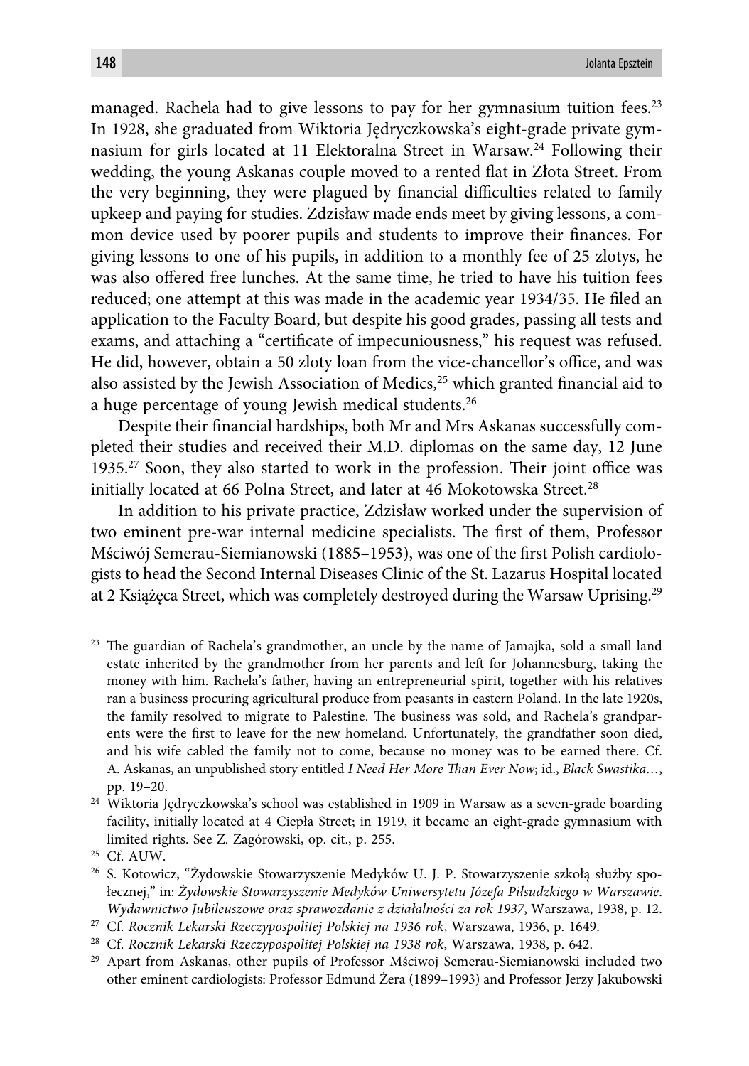managed. Rachela had to give lessons to pay for her gymnasium tuition fees.[23] In 1928, she graduated from Wiktoria Jędryczkowska's eight-grade private gymnasium for girls located at 11 Elektoralna Street in Warsaw.[24] Following their wedding, the young Askanas couple moved to a rented flat in Złota Street. From the very beginning, they were plagued by financial difficulties related to family upkeep and paying for studies. Zdzisław made ends meet by giving lessons, a common device used by poorer pupils and students to improve their finances. For giving lessons to one of his pupils, in addition to a monthly fee of 25 zlotys, he was also offered free lunches. At the same time, he tried to have his tuition fees reduced; one attempt at this was made in the academic year 1934/35. He filed an application to the Faculty Board, but despite his good grades, passing all tests and exams, and attaching a "certificate of impecuniousness," his request was refused. He did, however, obtain a 50 zloty loan from the vice-chancellor's office, and was also assisted by the Jewish Association of Medics,[25] which granted financial aid to a huge percentage of young Jewish medical students.[26]

Despite their financial hardships, both Mr and Mrs Askanas successfully completed their studies and received their M.D. diplomas on the same day, 12 June 1935.[27] Soon, they also started to work in the profession. Their joint office was initially located at 66 Polna Street, and later at 46 Mokotowska Street.[28]

In addition to his private practice, Zdzisław worked under the supervision of two eminent pre-war internal medicine specialists. The first of them, Professor Mściwój Semerau-Siemianowski (1885–1953), was one of the first Polish cardiologists to head the Second Internal Diseases Clinic of the St. Lazarus Hospital located at 2 Książęca Street, which was completely destroyed during the Warsaw Uprising.[29]

---

[23] The guardian of Rachela's grandmother, an uncle by the name of Jamajka, sold a small land estate inherited by the grandmother from her parents and left for Johannesburg, taking the money with him. Rachela's father, having an entrepreneurial spirit, together with his relatives ran a business procuring agricultural produce from peasants in eastern Poland. In the late 1920s, the family resolved to migrate to Palestine. The business was sold, and Rachela's grandparents were the first to leave for the new homeland. Unfortunately, the grandfather soon died, and his wife cabled the family not to come, because no money was to be earned there. Cf. A. Askanas, an unpublished story entitled *I Need Her More Than Ever Now*; id., *Black Swastika…*, pp. 19–20.

[24] Wiktoria Jędryczkowska's school was established in 1909 in Warsaw as a seven-grade boarding facility, initially located at 4 Ciepła Street; in 1919, it became an eight-grade gymnasium with limited rights. See Z. Zagórowski, op. cit., p. 255.

[25] Cf. AUW.

[26] S. Kotowicz, "Żydowskie Stowarzyszenie Medyków U. J. P. Stowarzyszenie szkołą służby społecznej," in: *Żydowskie Stowarzyszenie Medyków Uniwersytetu Józefa Piłsudzkiego w Warszawie. Wydawnictwo Jubileuszowe oraz sprawozdanie z działalności za rok 1937*, Warszawa, 1938, p. 12.

[27] Cf. *Rocznik Lekarski Rzeczypospolitej Polskiej na 1936 rok*, Warszawa, 1936, p. 1649.

[28] Cf. *Rocznik Lekarski Rzeczypospolitej Polskiej na 1938 rok*, Warszawa, 1938, p. 642.

[29] Apart from Askanas, other pupils of Professor Mściwoj Semerau-Siemianowski included two other eminent cardiologists: Professor Edmund Żera (1899–1993) and Professor Jerzy Jakubowski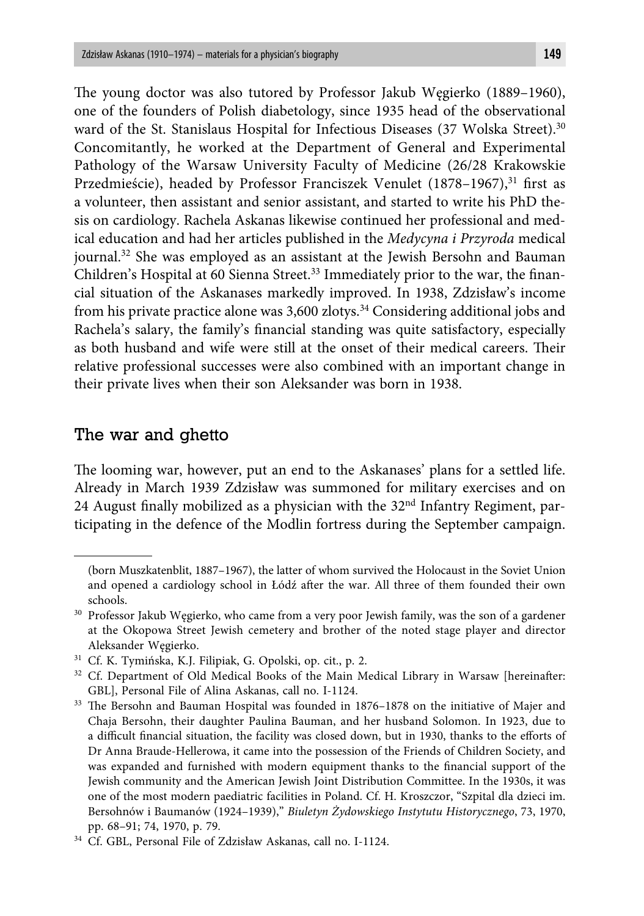The young doctor was also tutored by Professor Jakub Węgierko (1889–1960), one of the founders of Polish diabetology, since 1935 head of the observational ward of the St. Stanislaus Hospital for Infectious Diseases (37 Wolska Street).[30] Concomitantly, he worked at the Department of General and Experimental Pathology of the Warsaw University Faculty of Medicine (26/28 Krakowskie Przedmieście), headed by Professor Franciszek Venulet (1878–1967),[31] first as a volunteer, then assistant and senior assistant, and started to write his PhD thesis on cardiology. Rachela Askanas likewise continued her professional and medical education and had her articles published in the *Medycyna i Przyroda* medical journal.[32] She was employed as an assistant at the Jewish Bersohn and Bauman Children's Hospital at 60 Sienna Street.[33] Immediately prior to the war, the financial situation of the Askanases markedly improved. In 1938, Zdzisław's income from his private practice alone was 3,600 zlotys.[34] Considering additional jobs and Rachela's salary, the family's financial standing was quite satisfactory, especially as both husband and wife were still at the onset of their medical careers. Their relative professional successes were also combined with an important change in their private lives when their son Aleksander was born in 1938.

## The war and ghetto

The looming war, however, put an end to the Askanases' plans for a settled life. Already in March 1939 Zdzisław was summoned for military exercises and on 24 August finally mobilized as a physician with the 32nd Infantry Regiment, participating in the defence of the Modlin fortress during the September campaign.

---

(born Muszkatenblit, 1887–1967), the latter of whom survived the Holocaust in the Soviet Union and opened a cardiology school in Łódź after the war. All three of them founded their own schools.

[30] Professor Jakub Węgierko, who came from a very poor Jewish family, was the son of a gardener at the Okopowa Street Jewish cemetery and brother of the noted stage player and director Aleksander Węgierko.

[31] Cf. K. Tymińska, K.J. Filipiak, G. Opolski, op. cit., p. 2.

[32] Cf. Department of Old Medical Books of the Main Medical Library in Warsaw [hereinafter: GBL], Personal File of Alina Askanas, call no. I-1124.

[33] The Bersohn and Bauman Hospital was founded in 1876–1878 on the initiative of Majer and Chaja Bersohn, their daughter Paulina Bauman, and her husband Solomon. In 1923, due to a difficult financial situation, the facility was closed down, but in 1930, thanks to the efforts of Dr Anna Braude-Hellerowa, it came into the possession of the Friends of Children Society, and was expanded and furnished with modern equipment thanks to the financial support of the Jewish community and the American Jewish Joint Distribution Committee. In the 1930s, it was one of the most modern paediatric facilities in Poland. Cf. H. Kroszczor, "Szpital dla dzieci im. Bersohnów i Baumanów (1924–1939)," *Biuletyn Żydowskiego Instytutu Historycznego*, 73, 1970, pp. 68–91; 74, 1970, p. 79.

[34] Cf. GBL, Personal File of Zdzisław Askanas, call no. I-1124.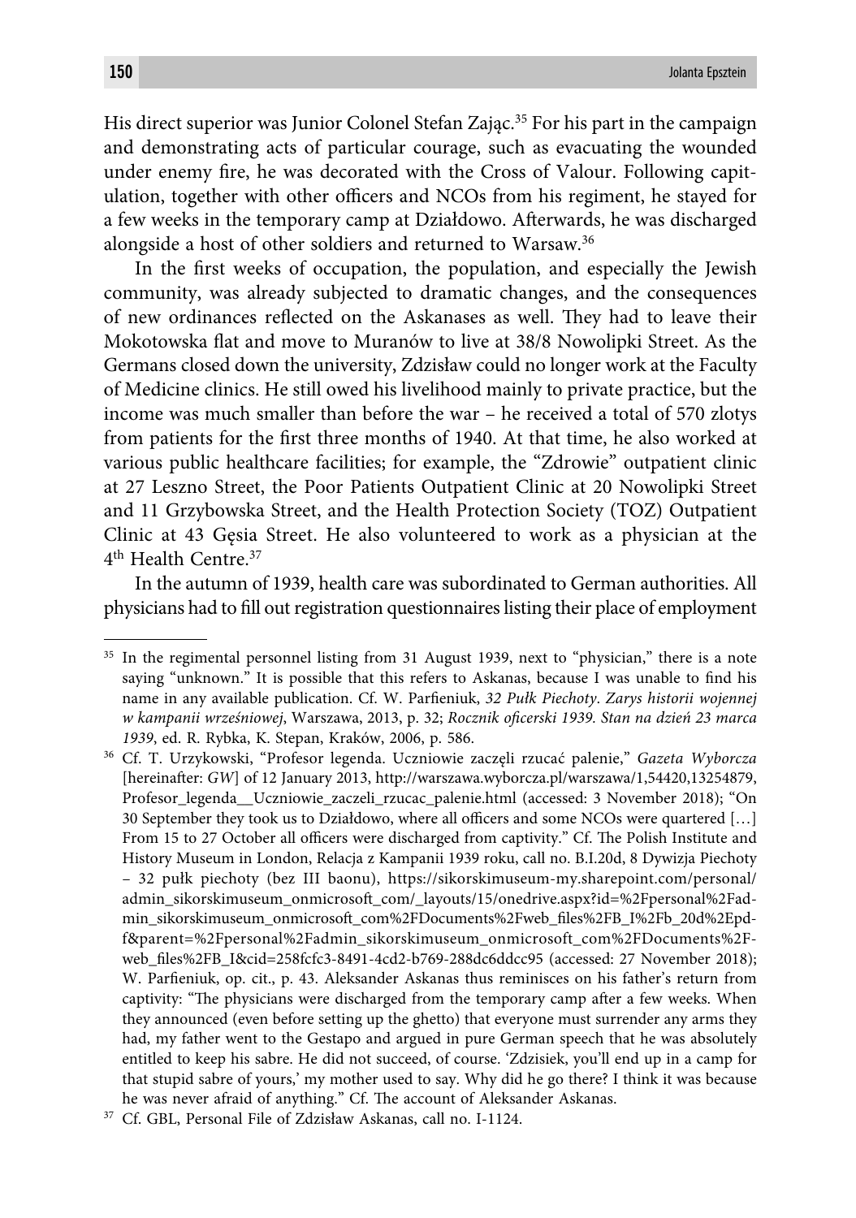His direct superior was Junior Colonel Stefan Zając.[35] For his part in the campaign and demonstrating acts of particular courage, such as evacuating the wounded under enemy fire, he was decorated with the Cross of Valour. Following capitulation, together with other officers and NCOs from his regiment, he stayed for a few weeks in the temporary camp at Działdowo. Afterwards, he was discharged alongside a host of other soldiers and returned to Warsaw.[36]

In the first weeks of occupation, the population, and especially the Jewish community, was already subjected to dramatic changes, and the consequences of new ordinances reflected on the Askanases as well. They had to leave their Mokotowska flat and move to Muranów to live at 38/8 Nowolipki Street. As the Germans closed down the university, Zdzisław could no longer work at the Faculty of Medicine clinics. He still owed his livelihood mainly to private practice, but the income was much smaller than before the war – he received a total of 570 zlotys from patients for the first three months of 1940. At that time, he also worked at various public healthcare facilities; for example, the "Zdrowie" outpatient clinic at 27 Leszno Street, the Poor Patients Outpatient Clinic at 20 Nowolipki Street and 11 Grzybowska Street, and the Health Protection Society (TOZ) Outpatient Clinic at 43 Gęsia Street. He also volunteered to work as a physician at the 4th Health Centre.[37]

In the autumn of 1939, health care was subordinated to German authorities. All physicians had to fill out registration questionnaires listing their place of employment

---

[35] In the regimental personnel listing from 31 August 1939, next to "physician," there is a note saying "unknown." It is possible that this refers to Askanas, because I was unable to find his name in any available publication. Cf. W. Parfieniuk, *32 Pułk Piechoty. Zarys historii wojennej w kampanii wrześniowej*, Warszawa, 2013, p. 32; *Rocznik oficerski 1939. Stan na dzień 23 marca 1939*, ed. R. Rybka, K. Stepan, Kraków, 2006, p. 586.

[36] Cf. T. Urzykowski, "Profesor legenda. Uczniowie zaczęli rzucać palenie," *Gazeta Wyborcza* [hereinafter: *GW*] of 12 January 2013, http://warszawa.wyborcza.pl/warszawa/1,54420,13254879,Profesor_legenda__Uczniowie_zaczeli_rzucac_palenie.html (accessed: 3 November 2018); "On 30 September they took us to Działdowo, where all officers and some NCOs were quartered […] From 15 to 27 October all officers were discharged from captivity." Cf. The Polish Institute and History Museum in London, Relacja z Kampanii 1939 roku, call no. B.I.20d, 8 Dywizja Piechoty – 32 pułk piechoty (bez III baonu), https://sikorskimuseum-my.sharepoint.com/personal/admin_sikorskimuseum_onmicrosoft_com/_layouts/15/onedrive.aspx?id=%2Fpersonal%2Fadmin_sikorskimuseum_onmicrosoft_com%2FDocuments%2Fweb_files%2FB_I%2Fb_20d%2Epdf&parent=%2Fpersonal%2Fadmin_sikorskimuseum_onmicrosoft_com%2FDocuments%2Fweb_files%2FB_I&cid=258fcfc3-8491-4cd2-b769-288dc6ddcc95 (accessed: 27 November 2018); W. Parfieniuk, op. cit., p. 43. Aleksander Askanas thus reminisces on his father's return from captivity: "The physicians were discharged from the temporary camp after a few weeks. When they announced (even before setting up the ghetto) that everyone must surrender any arms they had, my father went to the Gestapo and argued in pure German speech that he was absolutely entitled to keep his sabre. He did not succeed, of course. 'Zdzisiek, you'll end up in a camp for that stupid sabre of yours,' my mother used to say. Why did he go there? I think it was because he was never afraid of anything." Cf. The account of Aleksander Askanas.

[37] Cf. GBL, Personal File of Zdzisław Askanas, call no. I-1124.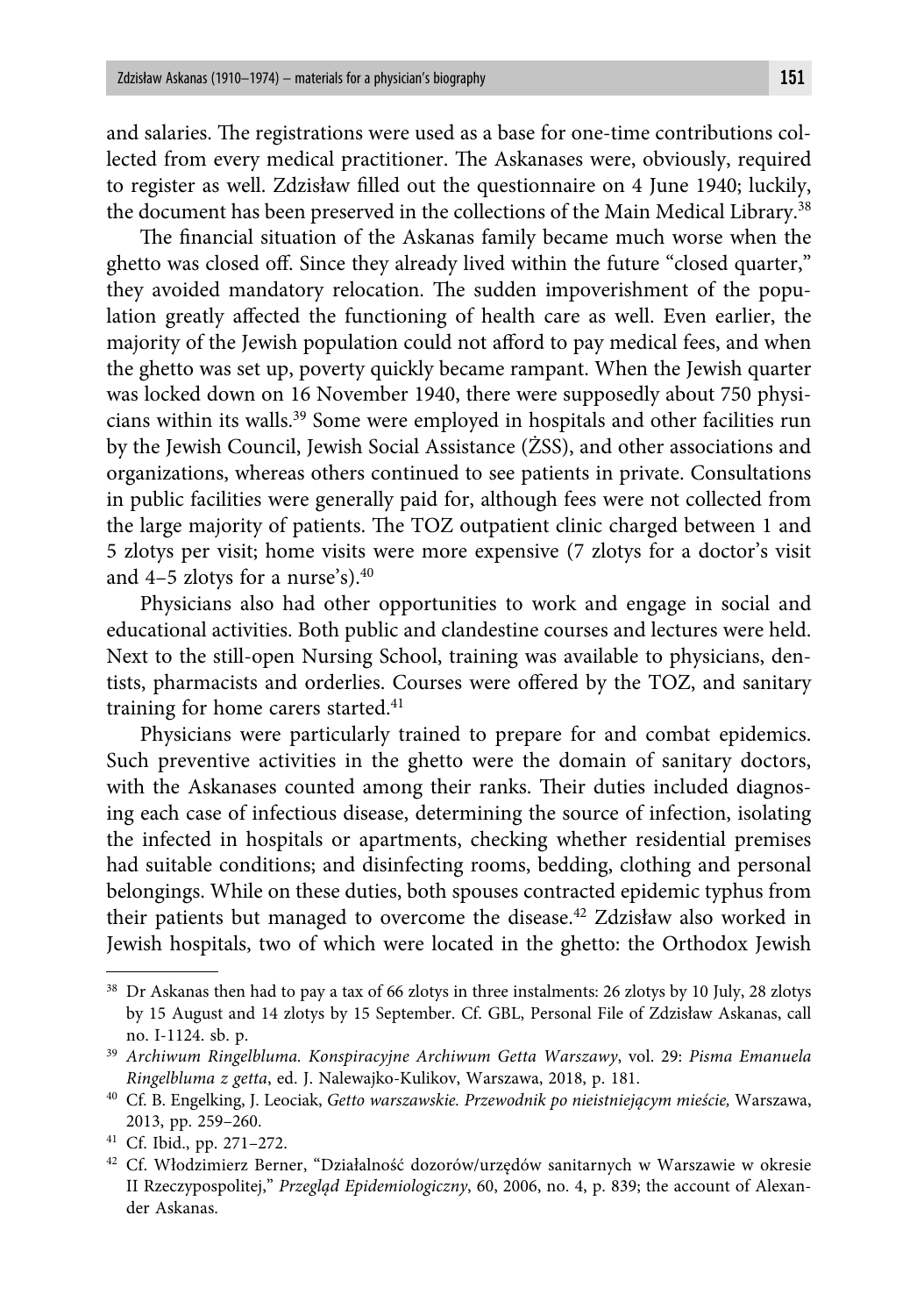and salaries. The registrations were used as a base for one-time contributions collected from every medical practitioner. The Askanases were, obviously, required to register as well. Zdzisław filled out the questionnaire on 4 June 1940; luckily, the document has been preserved in the collections of the Main Medical Library.[38]

The financial situation of the Askanas family became much worse when the ghetto was closed off. Since they already lived within the future "closed quarter," they avoided mandatory relocation. The sudden impoverishment of the population greatly affected the functioning of health care as well. Even earlier, the majority of the Jewish population could not afford to pay medical fees, and when the ghetto was set up, poverty quickly became rampant. When the Jewish quarter was locked down on 16 November 1940, there were supposedly about 750 physicians within its walls.[39] Some were employed in hospitals and other facilities run by the Jewish Council, Jewish Social Assistance (ŻSS), and other associations and organizations, whereas others continued to see patients in private. Consultations in public facilities were generally paid for, although fees were not collected from the large majority of patients. The TOZ outpatient clinic charged between 1 and 5 zlotys per visit; home visits were more expensive (7 zlotys for a doctor's visit and 4–5 zlotys for a nurse's).[40]

Physicians also had other opportunities to work and engage in social and educational activities. Both public and clandestine courses and lectures were held. Next to the still-open Nursing School, training was available to physicians, dentists, pharmacists and orderlies. Courses were offered by the TOZ, and sanitary training for home carers started.[41]

Physicians were particularly trained to prepare for and combat epidemics. Such preventive activities in the ghetto were the domain of sanitary doctors, with the Askanases counted among their ranks. Their duties included diagnosing each case of infectious disease, determining the source of infection, isolating the infected in hospitals or apartments, checking whether residential premises had suitable conditions; and disinfecting rooms, bedding, clothing and personal belongings. While on these duties, both spouses contracted epidemic typhus from their patients but managed to overcome the disease.[42] Zdzisław also worked in Jewish hospitals, two of which were located in the ghetto: the Orthodox Jewish

---

[38] Dr Askanas then had to pay a tax of 66 zlotys in three instalments: 26 zlotys by 10 July, 28 zlotys by 15 August and 14 zlotys by 15 September. Cf. GBL, Personal File of Zdzisław Askanas, call no. I-1124. sb. p.

[39] *Archiwum Ringelbluma. Konspiracyjne Archiwum Getta Warszawy*, vol. 29: *Pisma Emanuela Ringelbluma z getta*, ed. J. Nalewajko-Kulikov, Warszawa, 2018, p. 181.

[40] Cf. B. Engelking, J. Leociak, *Getto warszawskie. Przewodnik po nieistniejącym mieście,* Warszawa, 2013, pp. 259–260.

[41] Cf. Ibid., pp. 271–272.

[42] Cf. Włodzimierz Berner, "Działalność dozorów/urzędów sanitarnych w Warszawie w okresie II Rzeczypospolitej," *Przegląd Epidemiologiczny*, 60, 2006, no. 4, p. 839; the account of Alexander Askanas.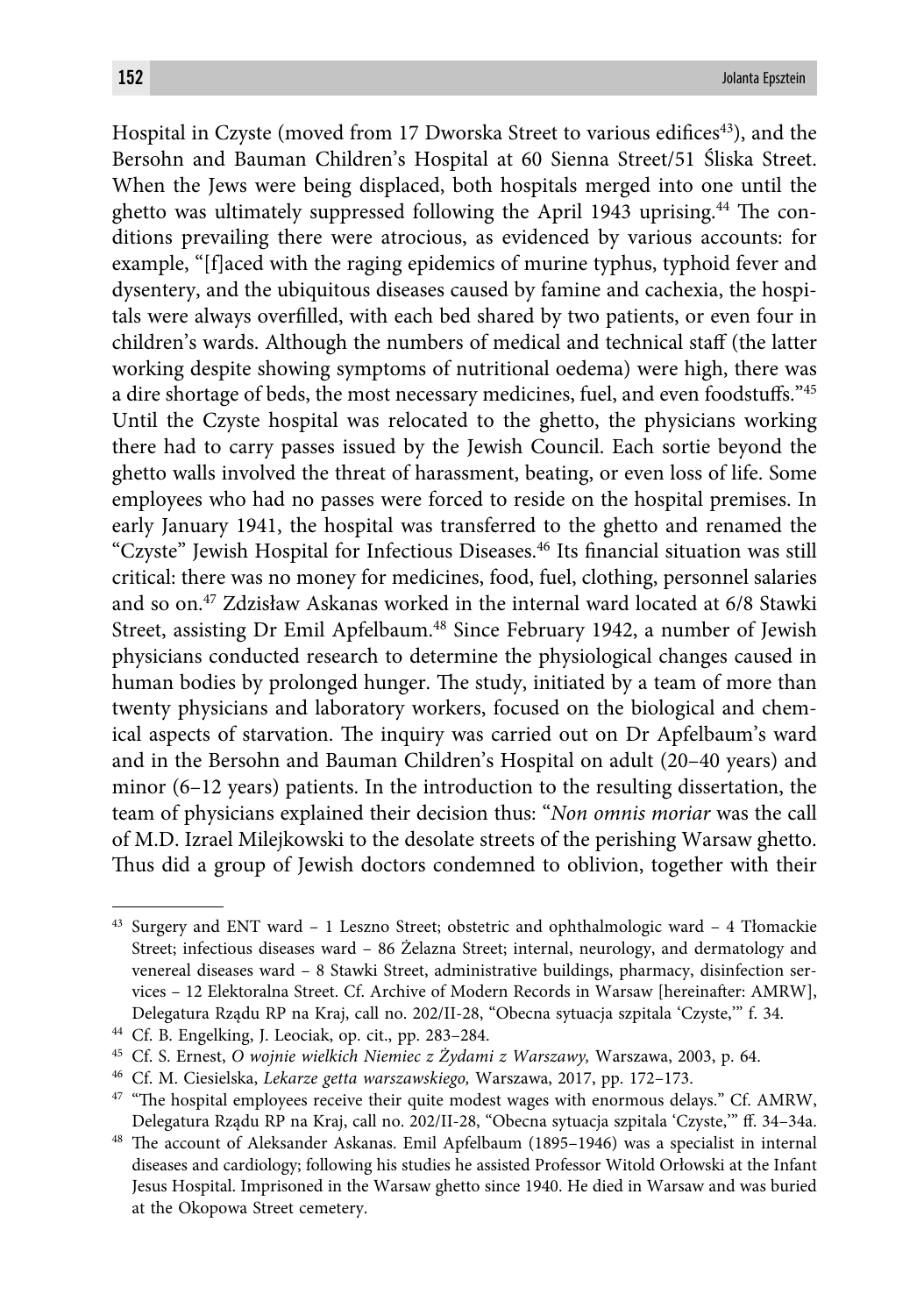Hospital in Czyste (moved from 17 Dworska Street to various edifices[43]), and the Bersohn and Bauman Children's Hospital at 60 Sienna Street/51 Śliska Street. When the Jews were being displaced, both hospitals merged into one until the ghetto was ultimately suppressed following the April 1943 uprising.[44] The conditions prevailing there were atrocious, as evidenced by various accounts: for example, "[f]aced with the raging epidemics of murine typhus, typhoid fever and dysentery, and the ubiquitous diseases caused by famine and cachexia, the hospitals were always overfilled, with each bed shared by two patients, or even four in children's wards. Although the numbers of medical and technical staff (the latter working despite showing symptoms of nutritional oedema) were high, there was a dire shortage of beds, the most necessary medicines, fuel, and even foodstuffs."[45] Until the Czyste hospital was relocated to the ghetto, the physicians working there had to carry passes issued by the Jewish Council. Each sortie beyond the ghetto walls involved the threat of harassment, beating, or even loss of life. Some employees who had no passes were forced to reside on the hospital premises. In early January 1941, the hospital was transferred to the ghetto and renamed the "Czyste" Jewish Hospital for Infectious Diseases.[46] Its financial situation was still critical: there was no money for medicines, food, fuel, clothing, personnel salaries and so on.[47] Zdzisław Askanas worked in the internal ward located at 6/8 Stawki Street, assisting Dr Emil Apfelbaum.[48] Since February 1942, a number of Jewish physicians conducted research to determine the physiological changes caused in human bodies by prolonged hunger. The study, initiated by a team of more than twenty physicians and laboratory workers, focused on the biological and chemical aspects of starvation. The inquiry was carried out on Dr Apfelbaum's ward and in the Bersohn and Bauman Children's Hospital on adult (20–40 years) and minor (6–12 years) patients. In the introduction to the resulting dissertation, the team of physicians explained their decision thus: "*Non omnis moriar* was the call of M.D. Izrael Milejkowski to the desolate streets of the perishing Warsaw ghetto. Thus did a group of Jewish doctors condemned to oblivion, together with their

---

[43] Surgery and ENT ward – 1 Leszno Street; obstetric and ophthalmologic ward – 4 Tłomackie Street; infectious diseases ward – 86 Żelazna Street; internal, neurology, and dermatology and venereal diseases ward – 8 Stawki Street, administrative buildings, pharmacy, disinfection services – 12 Elektoralna Street. Cf. Archive of Modern Records in Warsaw [hereinafter: AMRW], Delegatura Rządu RP na Kraj, call no. 202/II-28, "Obecna sytuacja szpitala 'Czyste,'" f. 34.

[44] Cf. B. Engelking, J. Leociak, op. cit., pp. 283–284.

[45] Cf. S. Ernest, *O wojnie wielkich Niemiec z Żydami z Warszawy,* Warszawa, 2003, p. 64.

[46] Cf. M. Ciesielska, *Lekarze getta warszawskiego,* Warszawa, 2017, pp. 172–173.

[47] "The hospital employees receive their quite modest wages with enormous delays." Cf. AMRW, Delegatura Rządu RP na Kraj, call no. 202/II-28, "Obecna sytuacja szpitala 'Czyste,'" ff. 34–34a.

[48] The account of Aleksander Askanas. Emil Apfelbaum (1895–1946) was a specialist in internal diseases and cardiology; following his studies he assisted Professor Witold Orłowski at the Infant Jesus Hospital. Imprisoned in the Warsaw ghetto since 1940. He died in Warsaw and was buried at the Okopowa Street cemetery.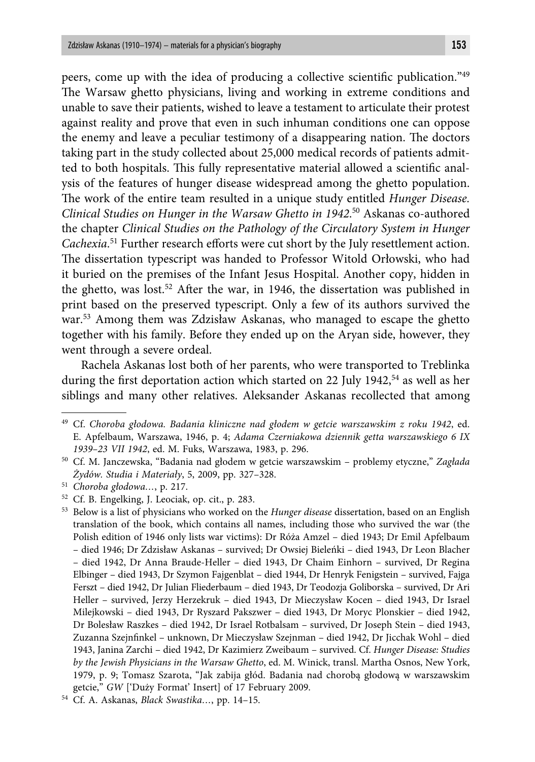peers, come up with the idea of producing a collective scientific publication."[49] The Warsaw ghetto physicians, living and working in extreme conditions and unable to save their patients, wished to leave a testament to articulate their protest against reality and prove that even in such inhuman conditions one can oppose the enemy and leave a peculiar testimony of a disappearing nation. The doctors taking part in the study collected about 25,000 medical records of patients admitted to both hospitals. This fully representative material allowed a scientific analysis of the features of hunger disease widespread among the ghetto population. The work of the entire team resulted in a unique study entitled *Hunger Disease. Clinical Studies on Hunger in the Warsaw Ghetto in 1942*.[50] Askanas co-authored the chapter *Clinical Studies on the Pathology of the Circulatory System in Hunger Cachexia*.[51] Further research efforts were cut short by the July resettlement action. The dissertation typescript was handed to Professor Witold Orłowski, who had it buried on the premises of the Infant Jesus Hospital. Another copy, hidden in the ghetto, was lost.[52] After the war, in 1946, the dissertation was published in print based on the preserved typescript. Only a few of its authors survived the war.[53] Among them was Zdzisław Askanas, who managed to escape the ghetto together with his family. Before they ended up on the Aryan side, however, they went through a severe ordeal.

Rachela Askanas lost both of her parents, who were transported to Treblinka during the first deportation action which started on 22 July 1942,[54] as well as her siblings and many other relatives. Aleksander Askanas recollected that among

---

[49] Cf. *Choroba głodowa. Badania kliniczne nad głodem w getcie warszawskim z roku 1942*, ed. E. Apfelbaum, Warszawa, 1946, p. 4; *Adama Czerniakowa dziennik getta warszawskiego 6 IX 1939–23 VII 1942*, ed. M. Fuks, Warszawa, 1983, p. 296.

[50] Cf. M. Janczewska, "Badania nad głodem w getcie warszawskim – problemy etyczne," *Zagłada Żydów. Studia i Materiały*, 5, 2009, pp. 327–328.

[51] *Choroba głodowa…*, p. 217.

[52] Cf. B. Engelking, J. Leociak, op. cit., p. 283.

[53] Below is a list of physicians who worked on the *Hunger disease* dissertation, based on an English translation of the book, which contains all names, including those who survived the war (the Polish edition of 1946 only lists war victims): Dr Róża Amzel – died 1943; Dr Emil Apfelbaum – died 1946; Dr Zdzisław Askanas – survived; Dr Owsiej Bieleńki – died 1943, Dr Leon Blacher – died 1942, Dr Anna Braude-Heller – died 1943, Dr Chaim Einhorn – survived, Dr Regina Elbinger – died 1943, Dr Szymon Fajgenblat – died 1944, Dr Henryk Fenigstein – survived, Fajga Ferszt – died 1942, Dr Julian Fliederbaum – died 1943, Dr Teodozja Goliborska – survived, Dr Ari Heller – survived, Jerzy Herzekruk – died 1943, Dr Mieczysław Kocen – died 1943, Dr Israel Milejkowski – died 1943, Dr Ryszard Pakszwer – died 1943, Dr Moryc Plonskier – died 1942, Dr Bolesław Raszkes – died 1942, Dr Israel Rotbalsam – survived, Dr Joseph Stein – died 1943, Zuzanna Szejnfinkel – unknown, Dr Mieczysław Szejnman – died 1942, Dr Jicchak Wohl – died 1943, Janina Zarchi – died 1942, Dr Kazimierz Zweibaum – survived. Cf. *Hunger Disease: Studies by the Jewish Physicians in the Warsaw Ghetto*, ed. M. Winick, transl. Martha Osnos, New York, 1979, p. 9; Tomasz Szarota, "Jak zabija głód. Badania nad chorobą głodową w warszawskim getcie," *GW* ['Duży Format' Insert] of 17 February 2009.

[54] Cf. A. Askanas, *Black Swastika…*, pp. 14–15.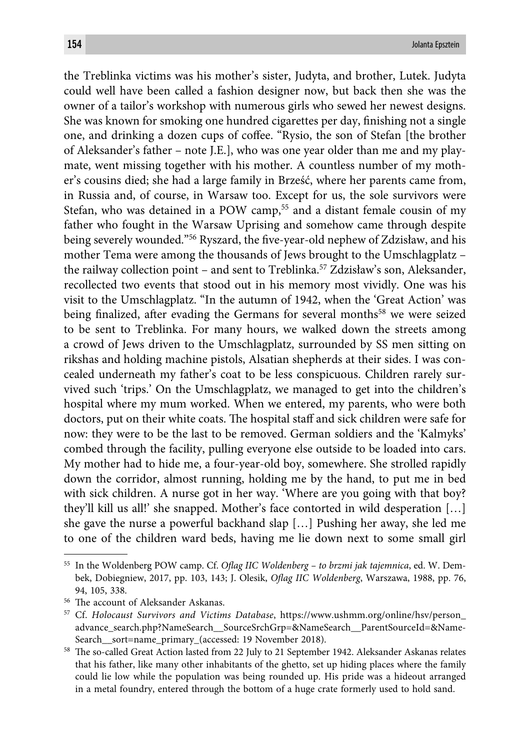the Treblinka victims was his mother's sister, Judyta, and brother, Lutek. Judyta could well have been called a fashion designer now, but back then she was the owner of a tailor's workshop with numerous girls who sewed her newest designs. She was known for smoking one hundred cigarettes per day, finishing not a single one, and drinking a dozen cups of coffee. "Rysio, the son of Stefan [the brother of Aleksander's father – note J.E.], who was one year older than me and my playmate, went missing together with his mother. A countless number of my mother's cousins died; she had a large family in Brześć, where her parents came from, in Russia and, of course, in Warsaw too. Except for us, the sole survivors were Stefan, who was detained in a POW camp,[55] and a distant female cousin of my father who fought in the Warsaw Uprising and somehow came through despite being severely wounded."[56] Ryszard, the five-year-old nephew of Zdzisław, and his mother Tema were among the thousands of Jews brought to the Umschlagplatz – the railway collection point – and sent to Treblinka.[57] Zdzisław's son, Aleksander, recollected two events that stood out in his memory most vividly. One was his visit to the Umschlagplatz. "In the autumn of 1942, when the 'Great Action' was being finalized, after evading the Germans for several months[58] we were seized to be sent to Treblinka. For many hours, we walked down the streets among a crowd of Jews driven to the Umschlagplatz, surrounded by SS men sitting on rikshas and holding machine pistols, Alsatian shepherds at their sides. I was concealed underneath my father's coat to be less conspicuous. Children rarely survived such 'trips.' On the Umschlagplatz, we managed to get into the children's hospital where my mum worked. When we entered, my parents, who were both doctors, put on their white coats. The hospital staff and sick children were safe for now: they were to be the last to be removed. German soldiers and the 'Kalmyks' combed through the facility, pulling everyone else outside to be loaded into cars. My mother had to hide me, a four-year-old boy, somewhere. She strolled rapidly down the corridor, almost running, holding me by the hand, to put me in bed with sick children. A nurse got in her way. 'Where are you going with that boy? they'll kill us all!' she snapped. Mother's face contorted in wild desperation […] she gave the nurse a powerful backhand slap […] Pushing her away, she led me to one of the children ward beds, having me lie down next to some small girl

---

[55] In the Woldenberg POW camp. Cf. *Oflag IIC Woldenberg – to brzmi jak tajemnica*, ed. W. Dembek, Dobiegniew, 2017, pp. 103, 143; J. Olesik, *Oflag IIC Woldenberg*, Warszawa, 1988, pp. 76, 94, 105, 338.

[56] The account of Aleksander Askanas.

[57] Cf. *Holocaust Survivors and Victims Database*, https://www.ushmm.org/online/hsv/person_advance_search.php?NameSearch__SourceSrchGrp=&NameSearch__ParentSourceId=&NameSearch__sort=name_primary_(accessed: 19 November 2018).

[58] The so-called Great Action lasted from 22 July to 21 September 1942. Aleksander Askanas relates that his father, like many other inhabitants of the ghetto, set up hiding places where the family could lie low while the population was being rounded up. His pride was a hideout arranged in a metal foundry, entered through the bottom of a huge crate formerly used to hold sand.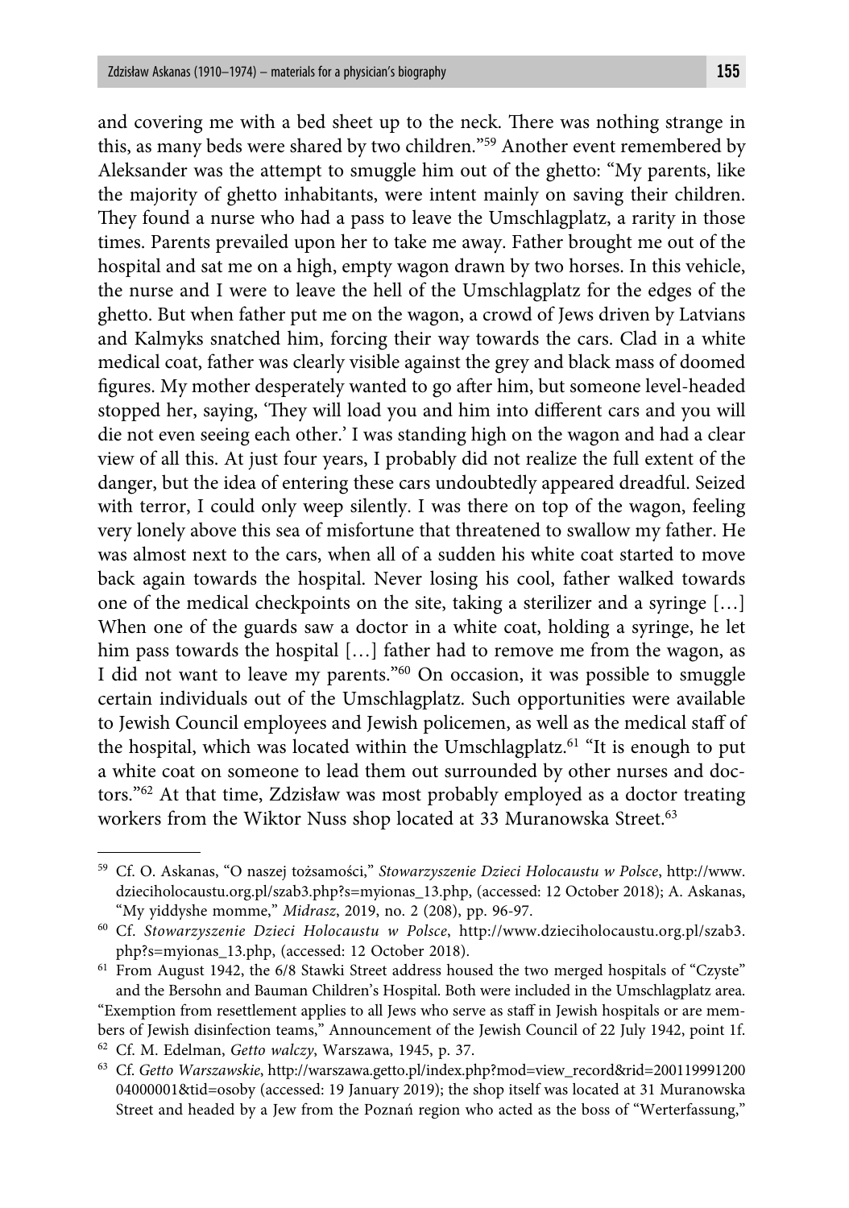and covering me with a bed sheet up to the neck. There was nothing strange in this, as many beds were shared by two children."[59] Another event remembered by Aleksander was the attempt to smuggle him out of the ghetto: "My parents, like the majority of ghetto inhabitants, were intent mainly on saving their children. They found a nurse who had a pass to leave the Umschlagplatz, a rarity in those times. Parents prevailed upon her to take me away. Father brought me out of the hospital and sat me on a high, empty wagon drawn by two horses. In this vehicle, the nurse and I were to leave the hell of the Umschlagplatz for the edges of the ghetto. But when father put me on the wagon, a crowd of Jews driven by Latvians and Kalmyks snatched him, forcing their way towards the cars. Clad in a white medical coat, father was clearly visible against the grey and black mass of doomed figures. My mother desperately wanted to go after him, but someone level-headed stopped her, saying, 'They will load you and him into different cars and you will die not even seeing each other.' I was standing high on the wagon and had a clear view of all this. At just four years, I probably did not realize the full extent of the danger, but the idea of entering these cars undoubtedly appeared dreadful. Seized with terror, I could only weep silently. I was there on top of the wagon, feeling very lonely above this sea of misfortune that threatened to swallow my father. He was almost next to the cars, when all of a sudden his white coat started to move back again towards the hospital. Never losing his cool, father walked towards one of the medical checkpoints on the site, taking a sterilizer and a syringe […] When one of the guards saw a doctor in a white coat, holding a syringe, he let him pass towards the hospital […] father had to remove me from the wagon, as I did not want to leave my parents."[60] On occasion, it was possible to smuggle certain individuals out of the Umschlagplatz. Such opportunities were available to Jewish Council employees and Jewish policemen, as well as the medical staff of the hospital, which was located within the Umschlagplatz.[61] "It is enough to put a white coat on someone to lead them out surrounded by other nurses and doctors."[62] At that time, Zdzisław was most probably employed as a doctor treating workers from the Wiktor Nuss shop located at 33 Muranowska Street.[63]

---

[59] Cf. O. Askanas, "O naszej tożsamości," *Stowarzyszenie Dzieci Holocaustu w Polsce*, http://www.dzieciholocaustu.org.pl/szab3.php?s=myionas_13.php, (accessed: 12 October 2018); A. Askanas, "My yiddyshe momme," *Midrasz*, 2019, no. 2 (208), pp. 96-97.

[60] Cf. *Stowarzyszenie Dzieci Holocaustu w Polsce*, http://www.dzieciholocaustu.org.pl/szab3.php?s=myionas_13.php, (accessed: 12 October 2018).

[61] From August 1942, the 6/8 Stawki Street address housed the two merged hospitals of "Czyste" and the Bersohn and Bauman Children's Hospital. Both were included in the Umschlagplatz area. "Exemption from resettlement applies to all Jews who serve as staff in Jewish hospitals or are members of Jewish disinfection teams," Announcement of the Jewish Council of 22 July 1942, point 1f.

[62] Cf. M. Edelman, *Getto walczy*, Warszawa, 1945, p. 37.

[63] Cf. *Getto Warszawskie*, http://warszawa.getto.pl/index.php?mod=view_record&rid=20011999120004000001&tid=osoby (accessed: 19 January 2019); the shop itself was located at 31 Muranowska Street and headed by a Jew from the Poznań region who acted as the boss of "Werterfassung,"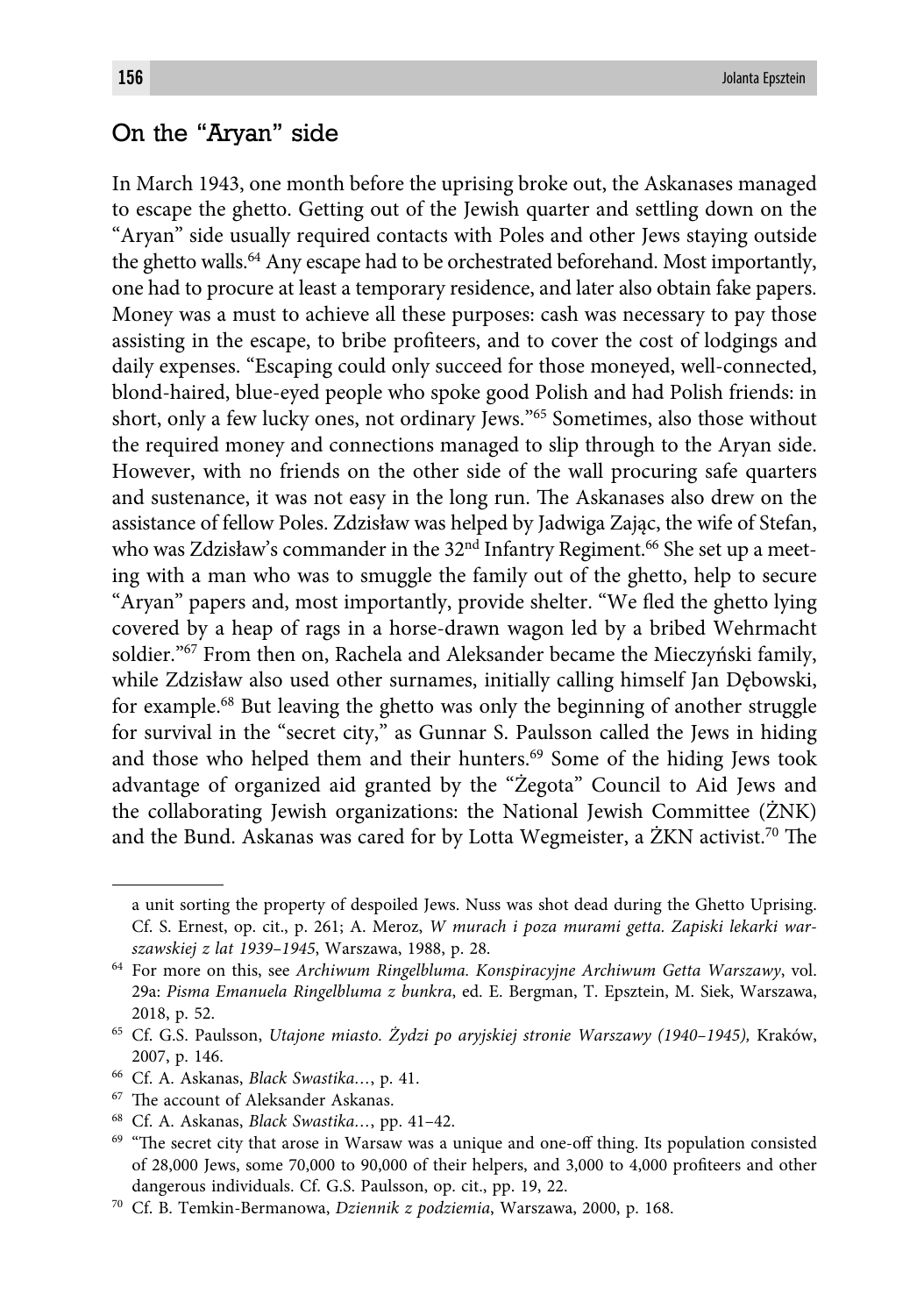## On the "Aryan" side

In March 1943, one month before the uprising broke out, the Askanases managed to escape the ghetto. Getting out of the Jewish quarter and settling down on the "Aryan" side usually required contacts with Poles and other Jews staying outside the ghetto walls.[64] Any escape had to be orchestrated beforehand. Most importantly, one had to procure at least a temporary residence, and later also obtain fake papers. Money was a must to achieve all these purposes: cash was necessary to pay those assisting in the escape, to bribe profiteers, and to cover the cost of lodgings and daily expenses. "Escaping could only succeed for those moneyed, well-connected, blond-haired, blue-eyed people who spoke good Polish and had Polish friends: in short, only a few lucky ones, not ordinary Jews."[65] Sometimes, also those without the required money and connections managed to slip through to the Aryan side. However, with no friends on the other side of the wall procuring safe quarters and sustenance, it was not easy in the long run. The Askanases also drew on the assistance of fellow Poles. Zdzisław was helped by Jadwiga Zając, the wife of Stefan, who was Zdzisław's commander in the 32nd Infantry Regiment.[66] She set up a meeting with a man who was to smuggle the family out of the ghetto, help to secure "Aryan" papers and, most importantly, provide shelter. "We fled the ghetto lying covered by a heap of rags in a horse-drawn wagon led by a bribed Wehrmacht soldier."[67] From then on, Rachela and Aleksander became the Mieczyński family, while Zdzisław also used other surnames, initially calling himself Jan Dębowski, for example.[68] But leaving the ghetto was only the beginning of another struggle for survival in the "secret city," as Gunnar S. Paulsson called the Jews in hiding and those who helped them and their hunters.[69] Some of the hiding Jews took advantage of organized aid granted by the "Żegota" Council to Aid Jews and the collaborating Jewish organizations: the National Jewish Committee (ŻNK) and the Bund. Askanas was cared for by Lotta Wegmeister, a ŻKN activist.[70] The

---

a unit sorting the property of despoiled Jews. Nuss was shot dead during the Ghetto Uprising. Cf. S. Ernest, op. cit., p. 261; A. Meroz, *W murach i poza murami getta. Zapiski lekarki warszawskiej z lat 1939–1945*, Warszawa, 1988, p. 28.

[64] For more on this, see *Archiwum Ringelbluma. Konspiracyjne Archiwum Getta Warszawy*, vol. 29a: *Pisma Emanuela Ringelbluma z bunkra*, ed. E. Bergman, T. Epsztein, M. Siek, Warszawa, 2018, p. 52.

[65] Cf. G.S. Paulsson, *Utajone miasto. Żydzi po aryjskiej stronie Warszawy (1940–1945),* Kraków, 2007, p. 146.

[66] Cf. A. Askanas, *Black Swastika…*, p. 41.

[67] The account of Aleksander Askanas.

[68] Cf. A. Askanas, *Black Swastika…*, pp. 41–42.

[69] "The secret city that arose in Warsaw was a unique and one-off thing. Its population consisted of 28,000 Jews, some 70,000 to 90,000 of their helpers, and 3,000 to 4,000 profiteers and other dangerous individuals. Cf. G.S. Paulsson, op. cit., pp. 19, 22.

[70] Cf. B. Temkin-Bermanowa, *Dziennik z podziemia*, Warszawa, 2000, p. 168.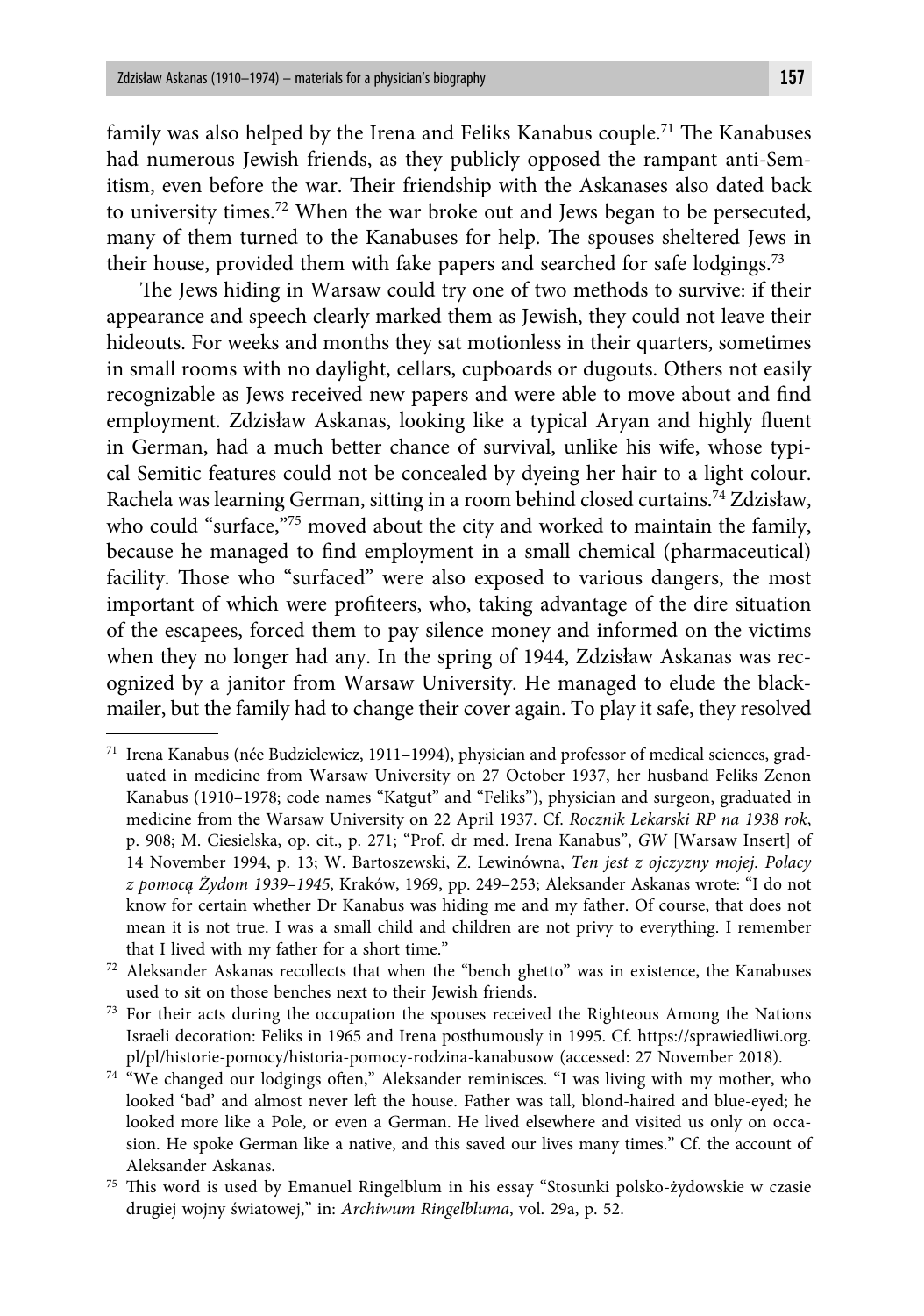family was also helped by the Irena and Feliks Kanabus couple.[71] The Kanabuses had numerous Jewish friends, as they publicly opposed the rampant anti-Semitism, even before the war. Their friendship with the Askanases also dated back to university times.[72] When the war broke out and Jews began to be persecuted, many of them turned to the Kanabuses for help. The spouses sheltered Jews in their house, provided them with fake papers and searched for safe lodgings.[73]

The Jews hiding in Warsaw could try one of two methods to survive: if their appearance and speech clearly marked them as Jewish, they could not leave their hideouts. For weeks and months they sat motionless in their quarters, sometimes in small rooms with no daylight, cellars, cupboards or dugouts. Others not easily recognizable as Jews received new papers and were able to move about and find employment. Zdzisław Askanas, looking like a typical Aryan and highly fluent in German, had a much better chance of survival, unlike his wife, whose typical Semitic features could not be concealed by dyeing her hair to a light colour. Rachela was learning German, sitting in a room behind closed curtains.[74] Zdzisław, who could "surface,"[75] moved about the city and worked to maintain the family, because he managed to find employment in a small chemical (pharmaceutical) facility. Those who "surfaced" were also exposed to various dangers, the most important of which were profiteers, who, taking advantage of the dire situation of the escapees, forced them to pay silence money and informed on the victims when they no longer had any. In the spring of 1944, Zdzisław Askanas was recognized by a janitor from Warsaw University. He managed to elude the blackmailer, but the family had to change their cover again. To play it safe, they resolved

---

[71] Irena Kanabus (née Budzielewicz, 1911–1994), physician and professor of medical sciences, graduated in medicine from Warsaw University on 27 October 1937, her husband Feliks Zenon Kanabus (1910–1978; code names "Katgut" and "Feliks"), physician and surgeon, graduated in medicine from the Warsaw University on 22 April 1937. Cf. *Rocznik Lekarski RP na 1938 rok*, p. 908; M. Ciesielska, op. cit., p. 271; "Prof. dr med. Irena Kanabus", *GW* [Warsaw Insert] of 14 November 1994, p. 13; W. Bartoszewski, Z. Lewinówna, *Ten jest z ojczyzny mojej. Polacy z pomocą Żydom 1939–1945*, Kraków, 1969, pp. 249–253; Aleksander Askanas wrote: "I do not know for certain whether Dr Kanabus was hiding me and my father. Of course, that does not mean it is not true. I was a small child and children are not privy to everything. I remember that I lived with my father for a short time."

[72] Aleksander Askanas recollects that when the "bench ghetto" was in existence, the Kanabuses used to sit on those benches next to their Jewish friends.

[73] For their acts during the occupation the spouses received the Righteous Among the Nations Israeli decoration: Feliks in 1965 and Irena posthumously in 1995. Cf. https://sprawiedliwi.org.pl/pl/historie-pomocy/historia-pomocy-rodzina-kanabusow (accessed: 27 November 2018).

[74] "We changed our lodgings often," Aleksander reminisces. "I was living with my mother, who looked 'bad' and almost never left the house. Father was tall, blond-haired and blue-eyed; he looked more like a Pole, or even a German. He lived elsewhere and visited us only on occasion. He spoke German like a native, and this saved our lives many times." Cf. the account of Aleksander Askanas.

[75] This word is used by Emanuel Ringelblum in his essay "Stosunki polsko-żydowskie w czasie drugiej wojny światowej," in: *Archiwum Ringelbluma*, vol. 29a, p. 52.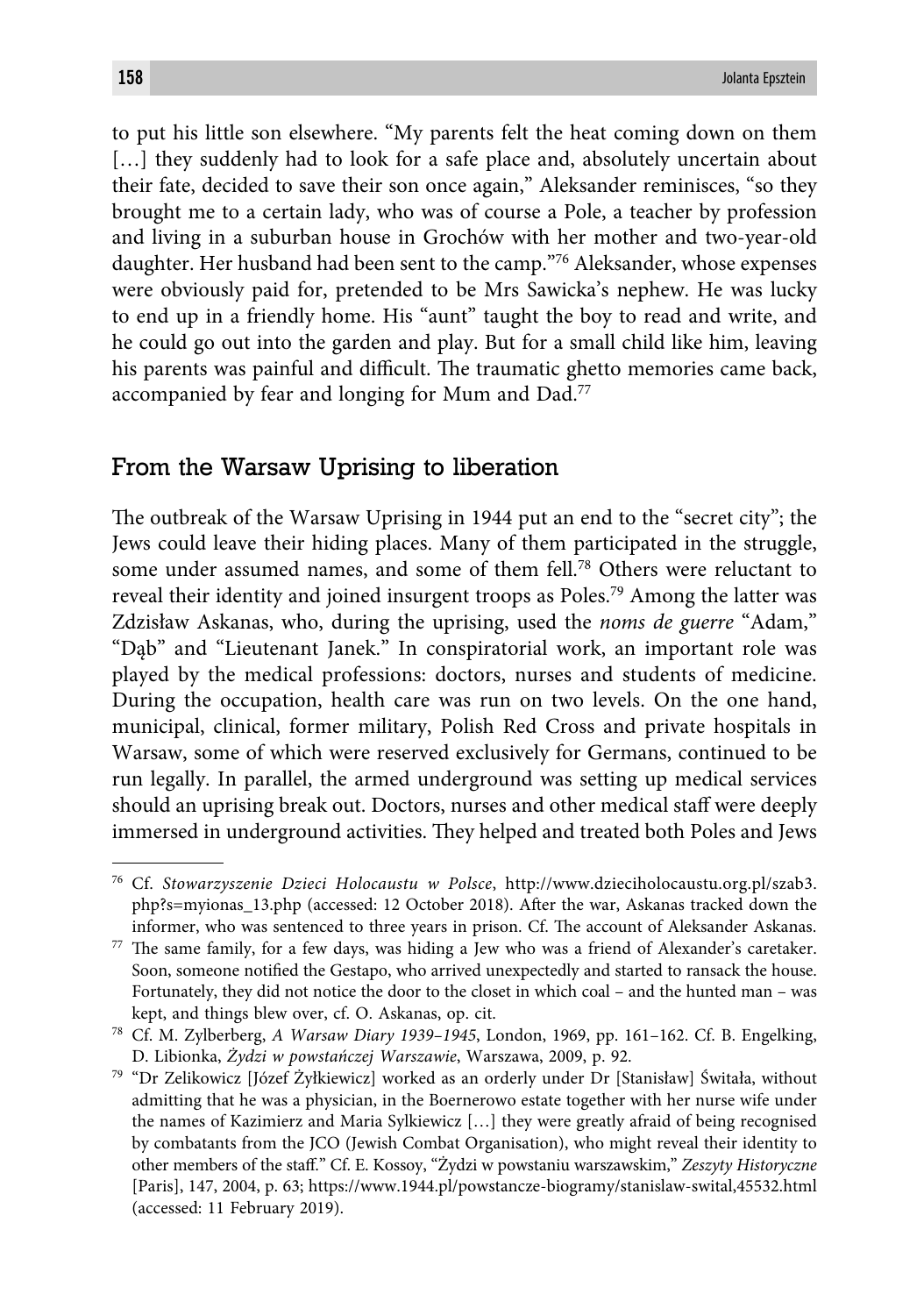to put his little son elsewhere. "My parents felt the heat coming down on them […] they suddenly had to look for a safe place and, absolutely uncertain about their fate, decided to save their son once again," Aleksander reminisces, "so they brought me to a certain lady, who was of course a Pole, a teacher by profession and living in a suburban house in Grochów with her mother and two-year-old daughter. Her husband had been sent to the camp."[76] Aleksander, whose expenses were obviously paid for, pretended to be Mrs Sawicka's nephew. He was lucky to end up in a friendly home. His "aunt" taught the boy to read and write, and he could go out into the garden and play. But for a small child like him, leaving his parents was painful and difficult. The traumatic ghetto memories came back, accompanied by fear and longing for Mum and Dad.[77]

## From the Warsaw Uprising to liberation

The outbreak of the Warsaw Uprising in 1944 put an end to the "secret city"; the Jews could leave their hiding places. Many of them participated in the struggle, some under assumed names, and some of them fell.[78] Others were reluctant to reveal their identity and joined insurgent troops as Poles.[79] Among the latter was Zdzisław Askanas, who, during the uprising, used the *noms de guerre* "Adam," "Dąb" and "Lieutenant Janek." In conspiratorial work, an important role was played by the medical professions: doctors, nurses and students of medicine. During the occupation, health care was run on two levels. On the one hand, municipal, clinical, former military, Polish Red Cross and private hospitals in Warsaw, some of which were reserved exclusively for Germans, continued to be run legally. In parallel, the armed underground was setting up medical services should an uprising break out. Doctors, nurses and other medical staff were deeply immersed in underground activities. They helped and treated both Poles and Jews

---

[76] Cf. *Stowarzyszenie Dzieci Holocaustu w Polsce*, http://www.dzieciholocaustu.org.pl/szab3.php?s=myionas_13.php (accessed: 12 October 2018). After the war, Askanas tracked down the informer, who was sentenced to three years in prison. Cf. The account of Aleksander Askanas.

[77] The same family, for a few days, was hiding a Jew who was a friend of Alexander's caretaker. Soon, someone notified the Gestapo, who arrived unexpectedly and started to ransack the house. Fortunately, they did not notice the door to the closet in which coal – and the hunted man – was kept, and things blew over, cf. O. Askanas, op. cit.

[78] Cf. M. Zylberberg, *A Warsaw Diary 1939–1945*, London, 1969, pp. 161–162. Cf. B. Engelking, D. Libionka, *Żydzi w powstańczej Warszawie*, Warszawa, 2009, p. 92.

[79] "Dr Zelikowicz [Józef Żyłkiewicz] worked as an orderly under Dr [Stanisław] Świtała, without admitting that he was a physician, in the Boernerowo estate together with her nurse wife under the names of Kazimierz and Maria Sylkiewicz […] they were greatly afraid of being recognised by combatants from the JCO (Jewish Combat Organisation), who might reveal their identity to other members of the staff." Cf. E. Kossoy, "Żydzi w powstaniu warszawskim," *Zeszyty Historyczne* [Paris], 147, 2004, p. 63; https://www.1944.pl/powstancze-biogramy/stanislaw-swital,45532.html (accessed: 11 February 2019).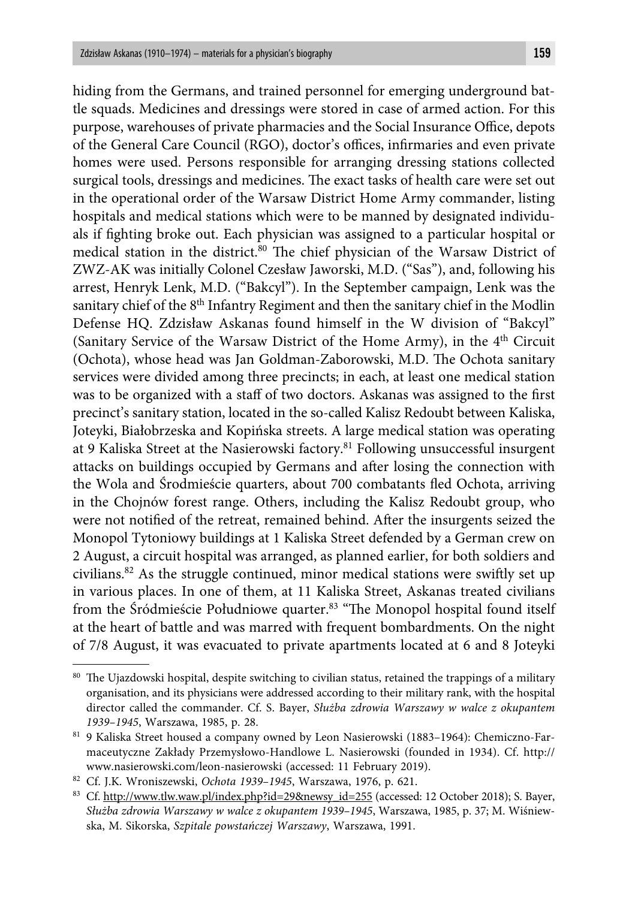hiding from the Germans, and trained personnel for emerging underground battle squads. Medicines and dressings were stored in case of armed action. For this purpose, warehouses of private pharmacies and the Social Insurance Office, depots of the General Care Council (RGO), doctor's offices, infirmaries and even private homes were used. Persons responsible for arranging dressing stations collected surgical tools, dressings and medicines. The exact tasks of health care were set out in the operational order of the Warsaw District Home Army commander, listing hospitals and medical stations which were to be manned by designated individuals if fighting broke out. Each physician was assigned to a particular hospital or medical station in the district.[80] The chief physician of the Warsaw District of ZWZ-AK was initially Colonel Czesław Jaworski, M.D. ("Sas"), and, following his arrest, Henryk Lenk, M.D. ("Bakcyl"). In the September campaign, Lenk was the sanitary chief of the 8th Infantry Regiment and then the sanitary chief in the Modlin Defense HQ. Zdzisław Askanas found himself in the W division of "Bakcyl" (Sanitary Service of the Warsaw District of the Home Army), in the 4th Circuit (Ochota), whose head was Jan Goldman-Zaborowski, M.D. The Ochota sanitary services were divided among three precincts; in each, at least one medical station was to be organized with a staff of two doctors. Askanas was assigned to the first precinct's sanitary station, located in the so-called Kalisz Redoubt between Kaliska, Joteyki, Białobrzeska and Kopińska streets. A large medical station was operating at 9 Kaliska Street at the Nasierowski factory.[81] Following unsuccessful insurgent attacks on buildings occupied by Germans and after losing the connection with the Wola and Śródmieście quarters, about 700 combatants fled Ochota, arriving in the Chojnów forest range. Others, including the Kalisz Redoubt group, who were not notified of the retreat, remained behind. After the insurgents seized the Monopol Tytoniowy buildings at 1 Kaliska Street defended by a German crew on 2 August, a circuit hospital was arranged, as planned earlier, for both soldiers and civilians.[82] As the struggle continued, minor medical stations were swiftly set up in various places. In one of them, at 11 Kaliska Street, Askanas treated civilians from the Śródmieście Południowe quarter.[83] "The Monopol hospital found itself at the heart of battle and was marred with frequent bombardments. On the night of 7/8 August, it was evacuated to private apartments located at 6 and 8 Joteyki

---

[80] The Ujazdowski hospital, despite switching to civilian status, retained the trappings of a military organisation, and its physicians were addressed according to their military rank, with the hospital director called the commander. Cf. S. Bayer, *Służba zdrowia Warszawy w walce z okupantem 1939–1945*, Warszawa, 1985, p. 28.

[81] 9 Kaliska Street housed a company owned by Leon Nasierowski (1883–1964): Chemiczno-Farmaceutyczne Zakłady Przemysłowo-Handlowe L. Nasierowski (founded in 1934). Cf. http://www.nasierowski.com/leon-nasierowski (accessed: 11 February 2019).

[82] Cf. J.K. Wroniszewski, *Ochota 1939–1945*, Warszawa, 1976, p. 621.

[83] Cf. http://www.tlw.waw.pl/index.php?id=29&newsy_id=255 (accessed: 12 October 2018); S. Bayer, *Służba zdrowia Warszawy w walce z okupantem 1939–1945*, Warszawa, 1985, p. 37; M. Wiśniewska, M. Sikorska, *Szpitale powstańczej Warszawy*, Warszawa, 1991.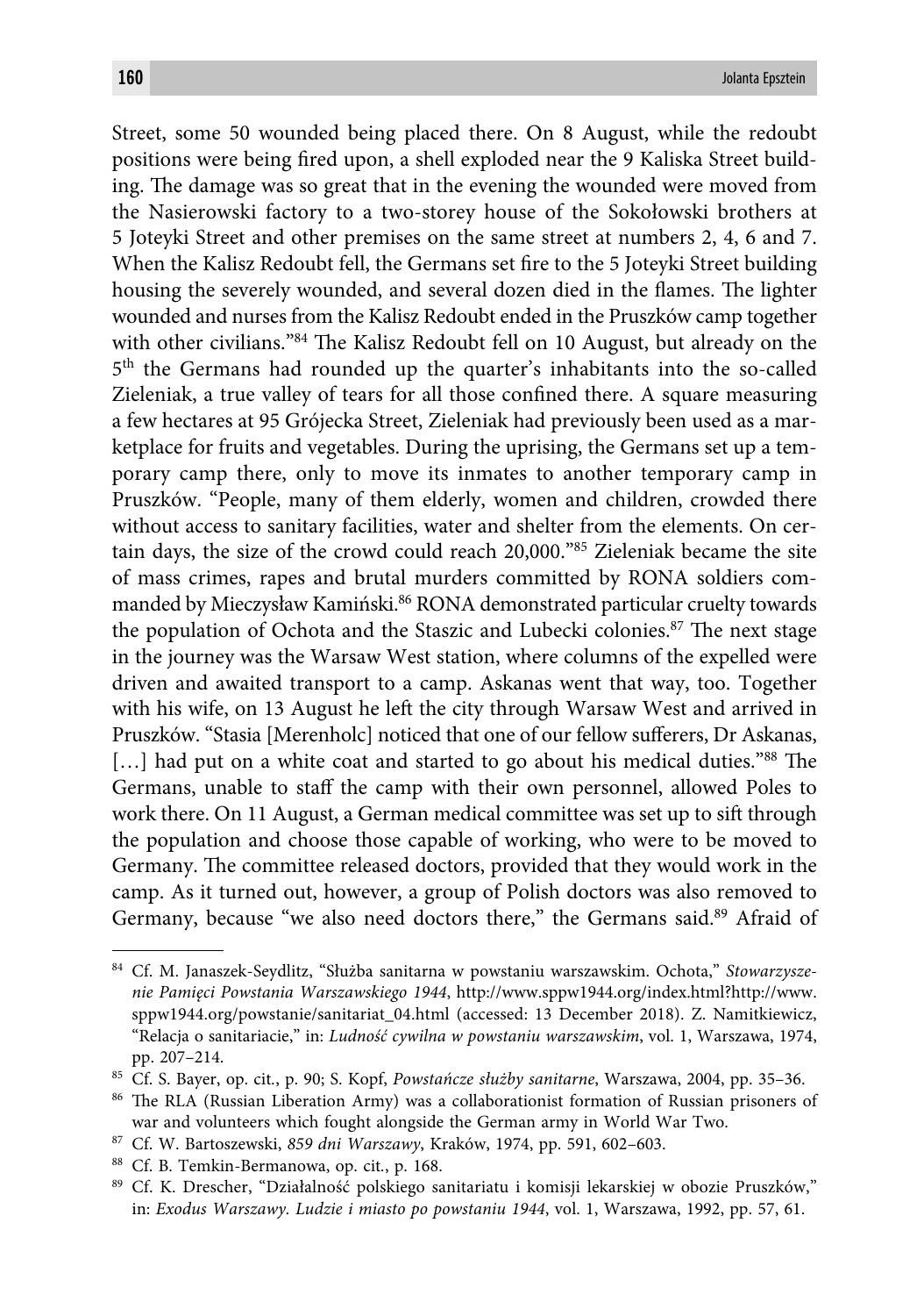Street, some 50 wounded being placed there. On 8 August, while the redoubt positions were being fired upon, a shell exploded near the 9 Kaliska Street building. The damage was so great that in the evening the wounded were moved from the Nasierowski factory to a two-storey house of the Sokołowski brothers at 5 Joteyki Street and other premises on the same street at numbers 2, 4, 6 and 7. When the Kalisz Redoubt fell, the Germans set fire to the 5 Joteyki Street building housing the severely wounded, and several dozen died in the flames. The lighter wounded and nurses from the Kalisz Redoubt ended in the Pruszków camp together with other civilians."[84] The Kalisz Redoubt fell on 10 August, but already on the 5th the Germans had rounded up the quarter's inhabitants into the so-called Zieleniak, a true valley of tears for all those confined there. A square measuring a few hectares at 95 Grójecka Street, Zieleniak had previously been used as a marketplace for fruits and vegetables. During the uprising, the Germans set up a temporary camp there, only to move its inmates to another temporary camp in Pruszków. "People, many of them elderly, women and children, crowded there without access to sanitary facilities, water and shelter from the elements. On certain days, the size of the crowd could reach 20,000."[85] Zieleniak became the site of mass crimes, rapes and brutal murders committed by RONA soldiers commanded by Mieczysław Kamiński.[86] RONA demonstrated particular cruelty towards the population of Ochota and the Staszic and Lubecki colonies.[87] The next stage in the journey was the Warsaw West station, where columns of the expelled were driven and awaited transport to a camp. Askanas went that way, too. Together with his wife, on 13 August he left the city through Warsaw West and arrived in Pruszków. "Stasia [Merenholc] noticed that one of our fellow sufferers, Dr Askanas, […] had put on a white coat and started to go about his medical duties."[88] The Germans, unable to staff the camp with their own personnel, allowed Poles to work there. On 11 August, a German medical committee was set up to sift through the population and choose those capable of working, who were to be moved to Germany. The committee released doctors, provided that they would work in the camp. As it turned out, however, a group of Polish doctors was also removed to Germany, because "we also need doctors there," the Germans said.[89] Afraid of

---

[84] Cf. M. Janaszek-Seydlitz, "Służba sanitarna w powstaniu warszawskim. Ochota," *Stowarzyszenie Pamięci Powstania Warszawskiego 1944*, http://www.sppw1944.org/index.html?http://www.sppw1944.org/powstanie/sanitariat_04.html (accessed: 13 December 2018). Z. Namitkiewicz, "Relacja o sanitariacie," in: *Ludność cywilna w powstaniu warszawskim*, vol. 1, Warszawa, 1974, pp. 207–214.

[85] Cf. S. Bayer, op. cit., p. 90; S. Kopf, *Powstańcze służby sanitarne*, Warszawa, 2004, pp. 35–36.

[86] The RLA (Russian Liberation Army) was a collaborationist formation of Russian prisoners of war and volunteers which fought alongside the German army in World War Two.

[87] Cf. W. Bartoszewski, *859 dni Warszawy*, Kraków, 1974, pp. 591, 602–603.

[88] Cf. B. Temkin-Bermanowa, op. cit., p. 168.

[89] Cf. K. Drescher, "Działalność polskiego sanitariatu i komisji lekarskiej w obozie Pruszków," in: *Exodus Warszawy. Ludzie i miasto po powstaniu 1944*, vol. 1, Warszawa, 1992, pp. 57, 61.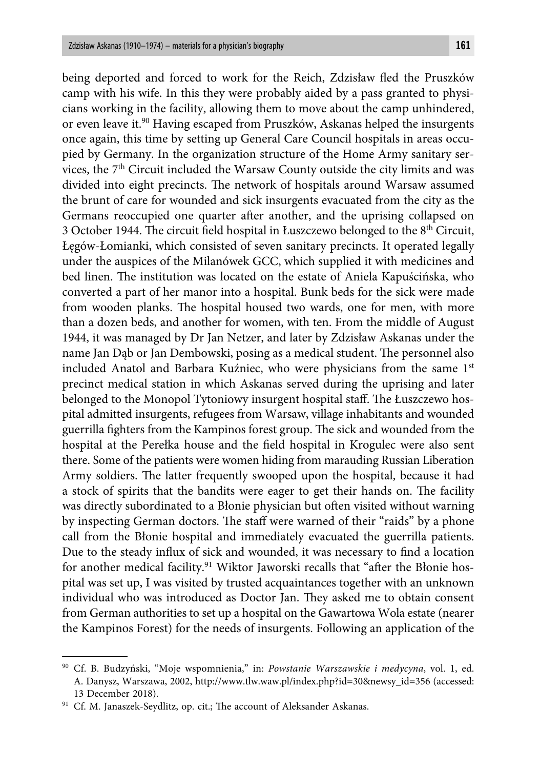being deported and forced to work for the Reich, Zdzisław fled the Pruszków camp with his wife. In this they were probably aided by a pass granted to physicians working in the facility, allowing them to move about the camp unhindered, or even leave it.[90] Having escaped from Pruszków, Askanas helped the insurgents once again, this time by setting up General Care Council hospitals in areas occupied by Germany. In the organization structure of the Home Army sanitary services, the 7th Circuit included the Warsaw County outside the city limits and was divided into eight precincts. The network of hospitals around Warsaw assumed the brunt of care for wounded and sick insurgents evacuated from the city as the Germans reoccupied one quarter after another, and the uprising collapsed on 3 October 1944. The circuit field hospital in Łuszczewo belonged to the 8th Circuit, Łęgów-Łomianki, which consisted of seven sanitary precincts. It operated legally under the auspices of the Milanówek GCC, which supplied it with medicines and bed linen. The institution was located on the estate of Aniela Kapuścińska, who converted a part of her manor into a hospital. Bunk beds for the sick were made from wooden planks. The hospital housed two wards, one for men, with more than a dozen beds, and another for women, with ten. From the middle of August 1944, it was managed by Dr Jan Netzer, and later by Zdzisław Askanas under the name Jan Dąb or Jan Dembowski, posing as a medical student. The personnel also included Anatol and Barbara Kuźniec, who were physicians from the same 1st precinct medical station in which Askanas served during the uprising and later belonged to the Monopol Tytoniowy insurgent hospital staff. The Łuszczewo hospital admitted insurgents, refugees from Warsaw, village inhabitants and wounded guerrilla fighters from the Kampinos forest group. The sick and wounded from the hospital at the Perełka house and the field hospital in Krogulec were also sent there. Some of the patients were women hiding from marauding Russian Liberation Army soldiers. The latter frequently swooped upon the hospital, because it had a stock of spirits that the bandits were eager to get their hands on. The facility was directly subordinated to a Błonie physician but often visited without warning by inspecting German doctors. The staff were warned of their "raids" by a phone call from the Błonie hospital and immediately evacuated the guerrilla patients. Due to the steady influx of sick and wounded, it was necessary to find a location for another medical facility.[91] Wiktor Jaworski recalls that "after the Błonie hospital was set up, I was visited by trusted acquaintances together with an unknown individual who was introduced as Doctor Jan. They asked me to obtain consent from German authorities to set up a hospital on the Gawartowa Wola estate (nearer the Kampinos Forest) for the needs of insurgents. Following an application of the

---

[90] Cf. B. Budzyński, "Moje wspomnienia," in: *Powstanie Warszawskie i medycyna*, vol. 1, ed. A. Danysz, Warszawa, 2002, http://www.tlw.waw.pl/index.php?id=30&newsy_id=356 (accessed: 13 December 2018).

[91] Cf. M. Janaszek-Seydlitz, op. cit.; The account of Aleksander Askanas.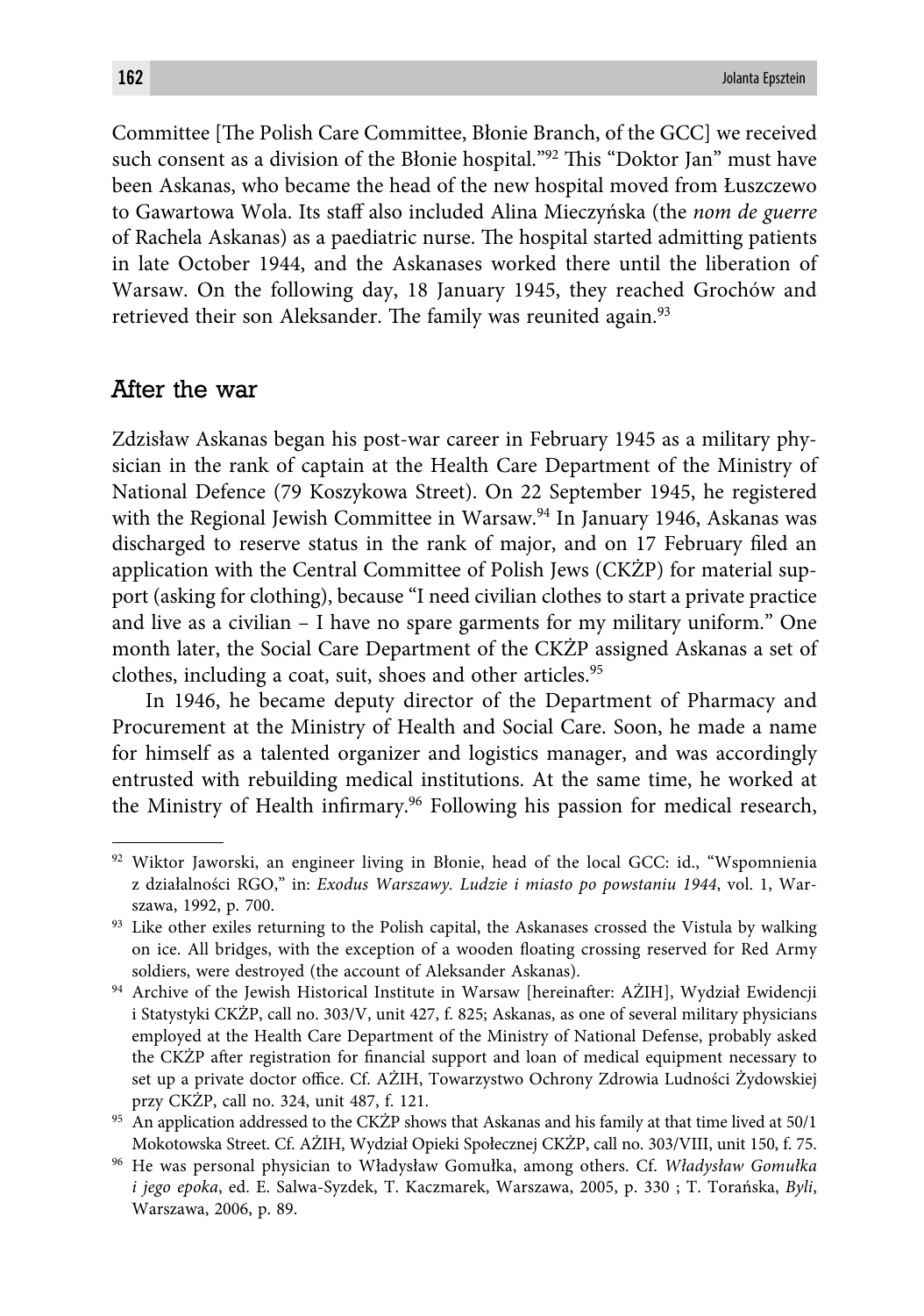Committee [The Polish Care Committee, Błonie Branch, of the GCC] we received such consent as a division of the Błonie hospital."[92] This "Doktor Jan" must have been Askanas, who became the head of the new hospital moved from Łuszczewo to Gawartowa Wola. Its staff also included Alina Mieczyńska (the *nom de guerre* of Rachela Askanas) as a paediatric nurse. The hospital started admitting patients in late October 1944, and the Askanases worked there until the liberation of Warsaw. On the following day, 18 January 1945, they reached Grochów and retrieved their son Aleksander. The family was reunited again.[93]

## After the war

Zdzisław Askanas began his post-war career in February 1945 as a military physician in the rank of captain at the Health Care Department of the Ministry of National Defence (79 Koszykowa Street). On 22 September 1945, he registered with the Regional Jewish Committee in Warsaw.[94] In January 1946, Askanas was discharged to reserve status in the rank of major, and on 17 February filed an application with the Central Committee of Polish Jews (CKŻP) for material support (asking for clothing), because "I need civilian clothes to start a private practice and live as a civilian – I have no spare garments for my military uniform." One month later, the Social Care Department of the CKŻP assigned Askanas a set of clothes, including a coat, suit, shoes and other articles.[95]

In 1946, he became deputy director of the Department of Pharmacy and Procurement at the Ministry of Health and Social Care. Soon, he made a name for himself as a talented organizer and logistics manager, and was accordingly entrusted with rebuilding medical institutions. At the same time, he worked at the Ministry of Health infirmary.[96] Following his passion for medical research,

---

[92] Wiktor Jaworski, an engineer living in Błonie, head of the local GCC: id., "Wspomnienia z działalności RGO," in: *Exodus Warszawy. Ludzie i miasto po powstaniu 1944*, vol. 1, Warszawa, 1992, p. 700.

[93] Like other exiles returning to the Polish capital, the Askanases crossed the Vistula by walking on ice. All bridges, with the exception of a wooden floating crossing reserved for Red Army soldiers, were destroyed (the account of Aleksander Askanas).

[94] Archive of the Jewish Historical Institute in Warsaw [hereinafter: AŻIH], Wydział Ewidencji i Statystyki CKŻP, call no. 303/V, unit 427, f. 825; Askanas, as one of several military physicians employed at the Health Care Department of the Ministry of National Defense, probably asked the CKŻP after registration for financial support and loan of medical equipment necessary to set up a private doctor office. Cf. AŻIH, Towarzystwo Ochrony Zdrowia Ludności Żydowskiej przy CKŻP, call no. 324, unit 487, f. 121.

[95] An application addressed to the CKŻP shows that Askanas and his family at that time lived at 50/1 Mokotowska Street. Cf. AŻIH, Wydział Opieki Społecznej CKŻP, call no. 303/VIII, unit 150, f. 75.

[96] He was personal physician to Władysław Gomułka, among others. Cf. *Władysław Gomułka i jego epoka*, ed. E. Salwa-Syzdek, T. Kaczmarek, Warszawa, 2005, p. 330 ; T. Torańska, *Byli*, Warszawa, 2006, p. 89.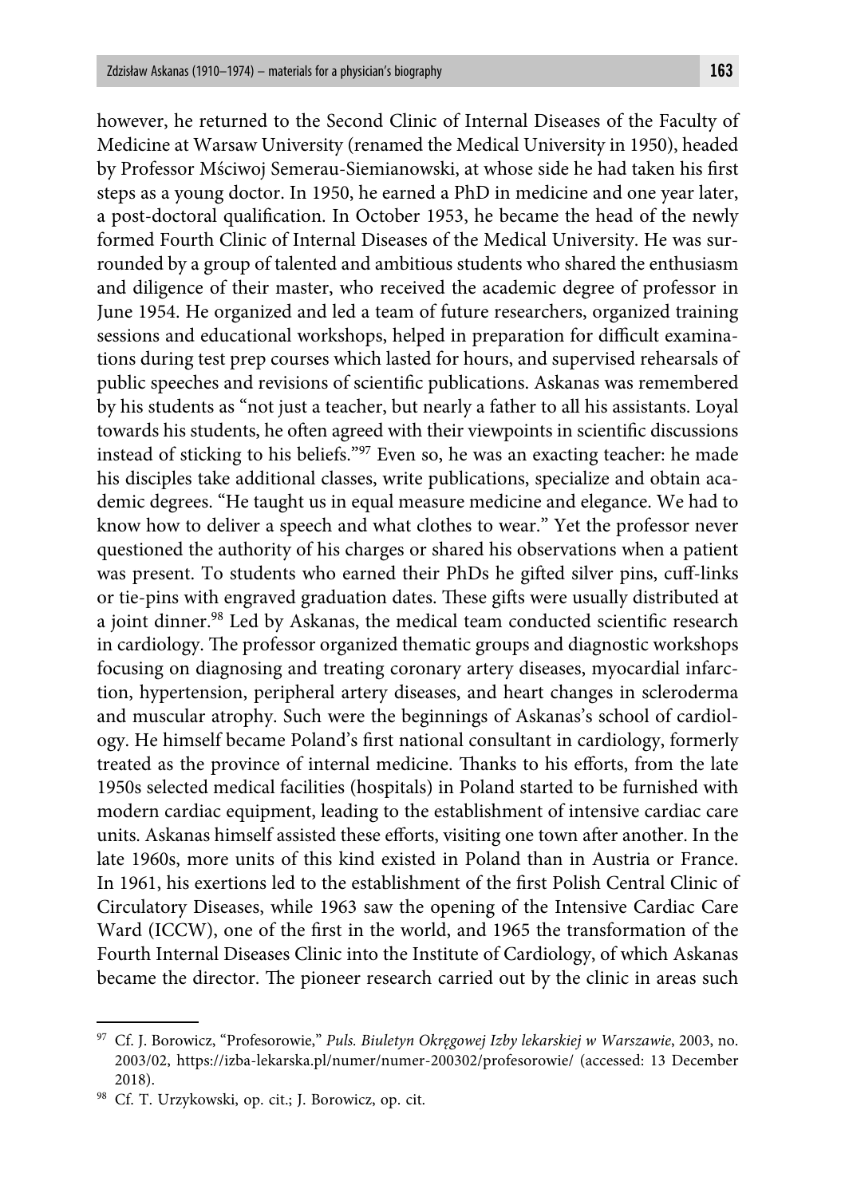however, he returned to the Second Clinic of Internal Diseases of the Faculty of Medicine at Warsaw University (renamed the Medical University in 1950), headed by Professor Mściwoj Semerau-Siemianowski, at whose side he had taken his first steps as a young doctor. In 1950, he earned a PhD in medicine and one year later, a post-doctoral qualification. In October 1953, he became the head of the newly formed Fourth Clinic of Internal Diseases of the Medical University. He was surrounded by a group of talented and ambitious students who shared the enthusiasm and diligence of their master, who received the academic degree of professor in June 1954. He organized and led a team of future researchers, organized training sessions and educational workshops, helped in preparation for difficult examinations during test prep courses which lasted for hours, and supervised rehearsals of public speeches and revisions of scientific publications. Askanas was remembered by his students as "not just a teacher, but nearly a father to all his assistants. Loyal towards his students, he often agreed with their viewpoints in scientific discussions instead of sticking to his beliefs."[97] Even so, he was an exacting teacher: he made his disciples take additional classes, write publications, specialize and obtain academic degrees. "He taught us in equal measure medicine and elegance. We had to know how to deliver a speech and what clothes to wear." Yet the professor never questioned the authority of his charges or shared his observations when a patient was present. To students who earned their PhDs he gifted silver pins, cuff-links or tie-pins with engraved graduation dates. These gifts were usually distributed at a joint dinner.[98] Led by Askanas, the medical team conducted scientific research in cardiology. The professor organized thematic groups and diagnostic workshops focusing on diagnosing and treating coronary artery diseases, myocardial infarction, hypertension, peripheral artery diseases, and heart changes in scleroderma and muscular atrophy. Such were the beginnings of Askanas's school of cardiology. He himself became Poland's first national consultant in cardiology, formerly treated as the province of internal medicine. Thanks to his efforts, from the late 1950s selected medical facilities (hospitals) in Poland started to be furnished with modern cardiac equipment, leading to the establishment of intensive cardiac care units. Askanas himself assisted these efforts, visiting one town after another. In the late 1960s, more units of this kind existed in Poland than in Austria or France. In 1961, his exertions led to the establishment of the first Polish Central Clinic of Circulatory Diseases, while 1963 saw the opening of the Intensive Cardiac Care Ward (ICCW), one of the first in the world, and 1965 the transformation of the Fourth Internal Diseases Clinic into the Institute of Cardiology, of which Askanas became the director. The pioneer research carried out by the clinic in areas such

---

[97] Cf. J. Borowicz, "Profesorowie," *Puls. Biuletyn Okręgowej Izby lekarskiej w Warszawie*, 2003, no. 2003/02, https://izba-lekarska.pl/numer/numer-200302/profesorowie/ (accessed: 13 December 2018).

[98] Cf. T. Urzykowski, op. cit.; J. Borowicz, op. cit.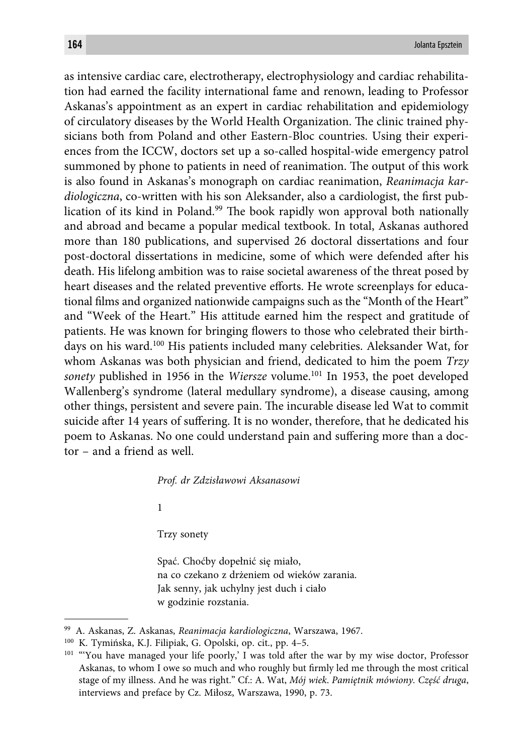as intensive cardiac care, electrotherapy, electrophysiology and cardiac rehabilitation had earned the facility international fame and renown, leading to Professor Askanas's appointment as an expert in cardiac rehabilitation and epidemiology of circulatory diseases by the World Health Organization. The clinic trained physicians both from Poland and other Eastern-Bloc countries. Using their experiences from the ICCW, doctors set up a so-called hospital-wide emergency patrol summoned by phone to patients in need of reanimation. The output of this work is also found in Askanas's monograph on cardiac reanimation, *Reanimacja kardiologiczna*, co-written with his son Aleksander, also a cardiologist, the first publication of its kind in Poland.[99] The book rapidly won approval both nationally and abroad and became a popular medical textbook. In total, Askanas authored more than 180 publications, and supervised 26 doctoral dissertations and four post-doctoral dissertations in medicine, some of which were defended after his death. His lifelong ambition was to raise societal awareness of the threat posed by heart diseases and the related preventive efforts. He wrote screenplays for educational films and organized nationwide campaigns such as the "Month of the Heart" and "Week of the Heart." His attitude earned him the respect and gratitude of patients. He was known for bringing flowers to those who celebrated their birthdays on his ward.[100] His patients included many celebrities. Aleksander Wat, for whom Askanas was both physician and friend, dedicated to him the poem *Trzy sonety* published in 1956 in the *Wiersze* volume.[101] In 1953, the poet developed Wallenberg's syndrome (lateral medullary syndrome), a disease causing, among other things, persistent and severe pain. The incurable disease led Wat to commit suicide after 14 years of suffering. It is no wonder, therefore, that he dedicated his poem to Askanas. No one could understand pain and suffering more than a doctor – and a friend as well.

> *Prof. dr Zdzisławowi Aksanasowi*
>
> 1
>
> Trzy sonety
>
> Spać. Choćby dopełnić się miało,
> na co czekano z drżeniem od wieków zarania.
> Jak senny, jak uchylny jest duch i ciało
> w godzinie rozstania.

---

[99] A. Askanas, Z. Askanas, *Reanimacja kardiologiczna*, Warszawa, 1967.

[100] K. Tymińska, K.J. Filipiak, G. Opolski, op. cit., pp. 4–5.

[101] "'You have managed your life poorly,' I was told after the war by my wise doctor, Professor Askanas, to whom I owe so much and who roughly but firmly led me through the most critical stage of my illness. And he was right." Cf.: A. Wat, *Mój wiek. Pamiętnik mówiony. Część druga*, interviews and preface by Cz. Miłosz, Warszawa, 1990, p. 73.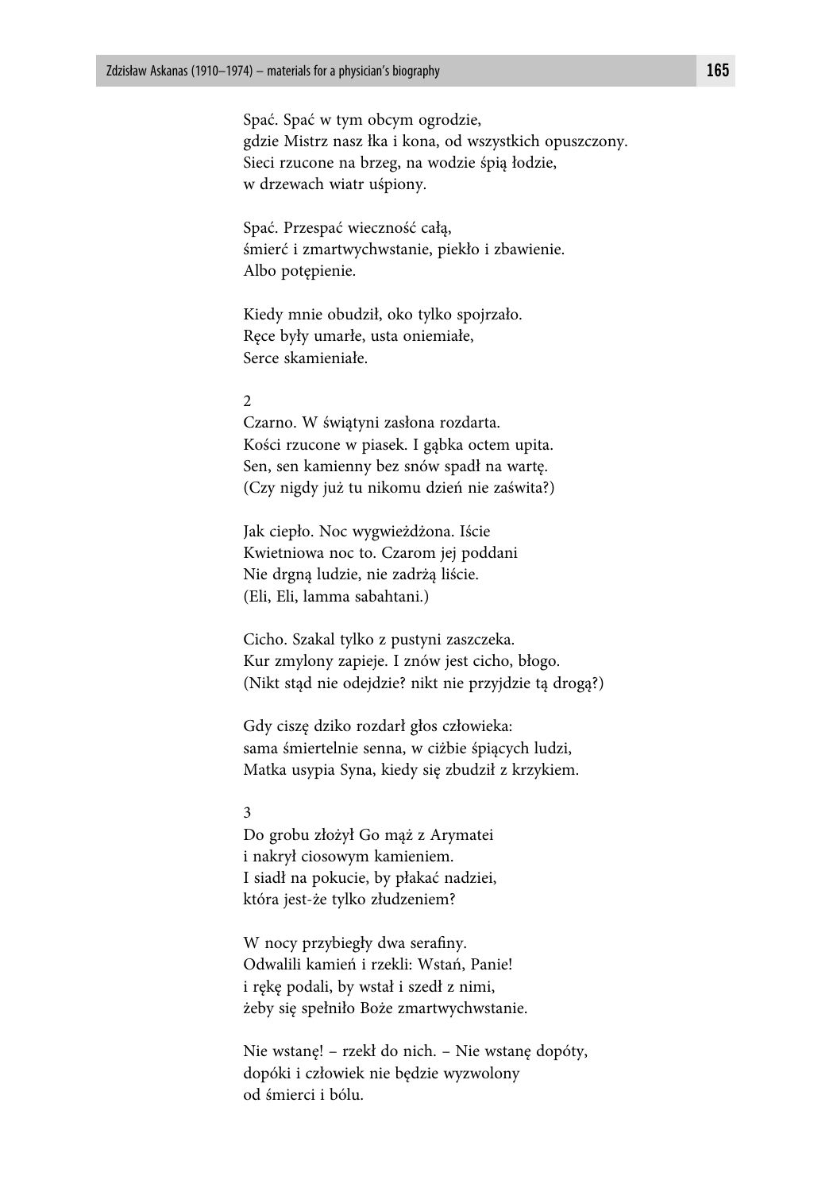Spać. Spać w tym obcym ogrodzie,  
gdzie Mistrz nasz łka i kona, od wszystkich opuszczony.  
Sieci rzucone na brzeg, na wodzie śpią łodzie,  
w drzewach wiatr uśpiony.

Spać. Przespać wieczność całą,  
śmierć i zmartwychwstanie, piekło i zbawienie.  
Albo potępienie.

Kiedy mnie obudził, oko tylko spojrzało.  
Ręce były umarłe, usta oniemiałe,  
Serce skamieniałe.

2  
Czarno. W świątyni zasłona rozdarta.  
Kości rzucone w piasek. I gąbka octem upita.  
Sen, sen kamienny bez snów spadł na wartę.  
(Czy nigdy już tu nikomu dzień nie zaświta?)

Jak ciepło. Noc wygwieżdżona. Iście  
Kwietniowa noc to. Czarom jej poddani  
Nie drgną ludzie, nie zadrżą liście.  
(Eli, Eli, lamma sabahtani.)

Cicho. Szakal tylko z pustyni zaszczeka.  
Kur zmylony zapieje. I znów jest cicho, błogo.  
(Nikt stąd nie odejdzie? nikt nie przyjdzie tą drogą?)

Gdy ciszę dziko rozdarł głos człowieka:  
sama śmiertelnie senna, w ciżbie śpiących ludzi,  
Matka usypia Syna, kiedy się zbudził z krzykiem.

3  
Do grobu złożył Go mąż z Arymatei  
i nakrył ciosowym kamieniem.  
I siadł na pokucie, by płakać nadziei,  
która jest-że tylko złudzeniem?

W nocy przybiegły dwa serafiny.  
Odwalili kamień i rzekli: Wstań, Panie!  
i rękę podali, by wstał i szedł z nimi,  
żeby się spełniło Boże zmartwychwstanie.

Nie wstanę! – rzekł do nich. – Nie wstanę dopóty,  
dopóki i człowiek nie będzie wyzwolony  
od śmierci i bólu.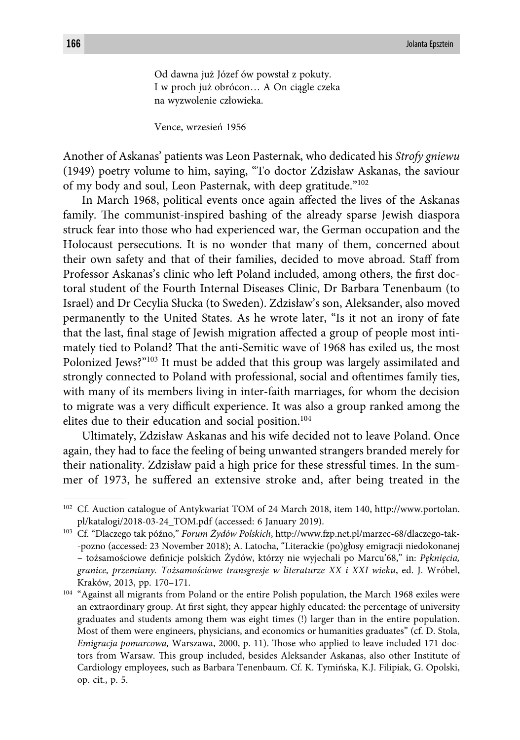Od dawna już Józef ów powstał z pokuty.  
I w proch już obrócon… A On ciągle czeka  
na wyzwolenie człowieka.

Vence, wrzesień 1956

Another of Askanas' patients was Leon Pasternak, who dedicated his *Strofy gniewu* (1949) poetry volume to him, saying, "To doctor Zdzisław Askanas, the saviour of my body and soul, Leon Pasternak, with deep gratitude."[102]

In March 1968, political events once again affected the lives of the Askanas family. The communist-inspired bashing of the already sparse Jewish diaspora struck fear into those who had experienced war, the German occupation and the Holocaust persecutions. It is no wonder that many of them, concerned about their own safety and that of their families, decided to move abroad. Staff from Professor Askanas's clinic who left Poland included, among others, the first doctoral student of the Fourth Internal Diseases Clinic, Dr Barbara Tenenbaum (to Israel) and Dr Cecylia Słucka (to Sweden). Zdzisław's son, Aleksander, also moved permanently to the United States. As he wrote later, "Is it not an irony of fate that the last, final stage of Jewish migration affected a group of people most intimately tied to Poland? That the anti-Semitic wave of 1968 has exiled us, the most Polonized Jews?"[103] It must be added that this group was largely assimilated and strongly connected to Poland with professional, social and oftentimes family ties, with many of its members living in inter-faith marriages, for whom the decision to migrate was a very difficult experience. It was also a group ranked among the elites due to their education and social position.[104]

Ultimately, Zdzisław Askanas and his wife decided not to leave Poland. Once again, they had to face the feeling of being unwanted strangers branded merely for their nationality. Zdzisław paid a high price for these stressful times. In the summer of 1973, he suffered an extensive stroke and, after being treated in the

---

[102] Cf. Auction catalogue of Antykwariat TOM of 24 March 2018, item 140, http://www.portolan.pl/katalogi/2018-03-24_TOM.pdf (accessed: 6 January 2019).

[103] Cf. "Dlaczego tak późno," *Forum Żydów Polskich*, http://www.fzp.net.pl/marzec-68/dlaczego-tak-pozno (accessed: 23 November 2018); A. Latocha, "Literackie (po)głosy emigracji niedokonanej – tożsamościowe definicje polskich Żydów, którzy nie wyjechali po Marcu'68," in: *Pęknięcia, granice, przemiany. Tożsamościowe transgresje w literaturze XX i XXI wieku*, ed. J. Wróbel, Kraków, 2013, pp. 170–171.

[104] "Against all migrants from Poland or the entire Polish population, the March 1968 exiles were an extraordinary group. At first sight, they appear highly educated: the percentage of university graduates and students among them was eight times (!) larger than in the entire population. Most of them were engineers, physicians, and economics or humanities graduates" (cf. D. Stola, *Emigracja pomarcowa,* Warszawa, 2000, p. 11). Those who applied to leave included 171 doctors from Warsaw. This group included, besides Aleksander Askanas, also other Institute of Cardiology employees, such as Barbara Tenenbaum. Cf. K. Tymińska, K.J. Filipiak, G. Opolski, op. cit., p. 5.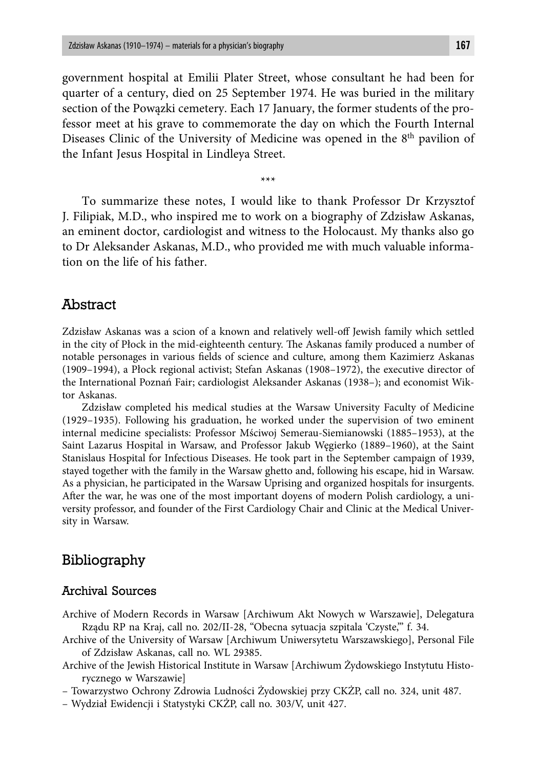government hospital at Emilii Plater Street, whose consultant he had been for quarter of a century, died on 25 September 1974. He was buried in the military section of the Powązki cemetery. Each 17 January, the former students of the professor meet at his grave to commemorate the day on which the Fourth Internal Diseases Clinic of the University of Medicine was opened in the 8th pavilion of the Infant Jesus Hospital in Lindleya Street.

\*\*\*

To summarize these notes, I would like to thank Professor Dr Krzysztof J. Filipiak, M.D., who inspired me to work on a biography of Zdzisław Askanas, an eminent doctor, cardiologist and witness to the Holocaust. My thanks also go to Dr Aleksander Askanas, M.D., who provided me with much valuable information on the life of his father.

## Abstract

Zdzisław Askanas was a scion of a known and relatively well-off Jewish family which settled in the city of Płock in the mid-eighteenth century. The Askanas family produced a number of notable personages in various fields of science and culture, among them Kazimierz Askanas (1909–1994), a Płock regional activist; Stefan Askanas (1908–1972), the executive director of the International Poznań Fair; cardiologist Aleksander Askanas (1938–); and economist Wiktor Askanas.

Zdzisław completed his medical studies at the Warsaw University Faculty of Medicine (1929–1935). Following his graduation, he worked under the supervision of two eminent internal medicine specialists: Professor Mściwoj Semerau-Siemianowski (1885–1953), at the Saint Lazarus Hospital in Warsaw, and Professor Jakub Węgierko (1889–1960), at the Saint Stanislaus Hospital for Infectious Diseases. He took part in the September campaign of 1939, stayed together with the family in the Warsaw ghetto and, following his escape, hid in Warsaw. As a physician, he participated in the Warsaw Uprising and organized hospitals for insurgents. After the war, he was one of the most important doyens of modern Polish cardiology, a university professor, and founder of the First Cardiology Chair and Clinic at the Medical University in Warsaw.

## Bibliography

### Archival Sources

Archive of Modern Records in Warsaw [Archiwum Akt Nowych w Warszawie], Delegatura Rządu RP na Kraj, call no. 202/II-28, "Obecna sytuacja szpitala 'Czyste,'" f. 34.

Archive of the University of Warsaw [Archiwum Uniwersytetu Warszawskiego], Personal File of Zdzisław Askanas, call no. WL 29385.

Archive of the Jewish Historical Institute in Warsaw [Archiwum Żydowskiego Instytutu Historycznego w Warszawie]

– Towarzystwo Ochrony Zdrowia Ludności Żydowskiej przy CKŻP, call no. 324, unit 487.

– Wydział Ewidencji i Statystyki CKŻP, call no. 303/V, unit 427.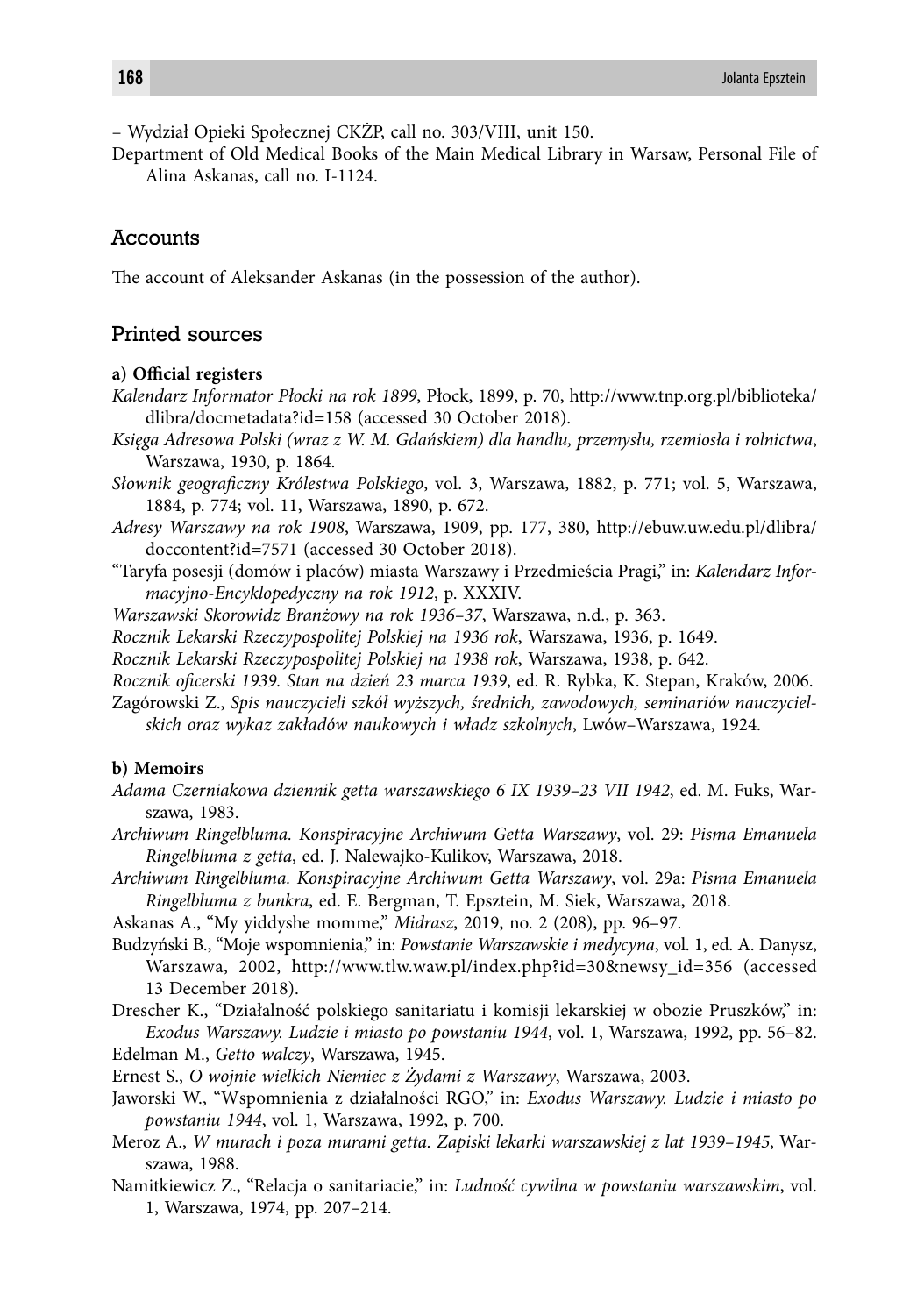– Wydział Opieki Społecznej CKŻP, call no. 303/VIII, unit 150.

Department of Old Medical Books of the Main Medical Library in Warsaw, Personal File of Alina Askanas, call no. I-1124.

## Accounts

The account of Aleksander Askanas (in the possession of the author).

## Printed sources

**a) Official registers**

*Kalendarz Informator Płocki na rok 1899*, Płock, 1899, p. 70, http://www.tnp.org.pl/biblioteka/dlibra/docmetadata?id=158 (accessed 30 October 2018).

*Księga Adresowa Polski (wraz z W. M. Gdańskiem) dla handlu, przemysłu, rzemiosła i rolnictwa*, Warszawa, 1930, p. 1864.

*Słownik geograficzny Królestwa Polskiego*, vol. 3, Warszawa, 1882, p. 771; vol. 5, Warszawa, 1884, p. 774; vol. 11, Warszawa, 1890, p. 672.

*Adresy Warszawy na rok 1908*, Warszawa, 1909, pp. 177, 380, http://ebuw.uw.edu.pl/dlibra/doccontent?id=7571 (accessed 30 October 2018).

"Taryfa posesji (domów i placów) miasta Warszawy i Przedmieścia Pragi," in: *Kalendarz Informacyjno-Encyklopedyczny na rok 1912*, p. XXXIV.

*Warszawski Skorowidz Branżowy na rok 1936–37*, Warszawa, n.d., p. 363.

*Rocznik Lekarski Rzeczypospolitej Polskiej na 1936 rok*, Warszawa, 1936, p. 1649.

*Rocznik Lekarski Rzeczypospolitej Polskiej na 1938 rok*, Warszawa, 1938, p. 642.

*Rocznik oficerski 1939. Stan na dzień 23 marca 1939*, ed. R. Rybka, K. Stepan, Kraków, 2006.

Zagórowski Z., *Spis nauczycieli szkół wyższych, średnich, zawodowych, seminariów nauczycielskich oraz wykaz zakładów naukowych i władz szkolnych*, Lwów–Warszawa, 1924.

**b) Memoirs**

*Adama Czerniakowa dziennik getta warszawskiego 6 IX 1939–23 VII 1942*, ed. M. Fuks, Warszawa, 1983.

*Archiwum Ringelbluma. Konspiracyjne Archiwum Getta Warszawy*, vol. 29: *Pisma Emanuela Ringelbluma z getta*, ed. J. Nalewajko-Kulikov, Warszawa, 2018.

*Archiwum Ringelbluma. Konspiracyjne Archiwum Getta Warszawy*, vol. 29a: *Pisma Emanuela Ringelbluma z bunkra*, ed. E. Bergman, T. Epsztein, M. Siek, Warszawa, 2018.

Askanas A., "My yiddyshe momme," *Midrasz*, 2019, no. 2 (208), pp. 96–97.

Budzyński B., "Moje wspomnienia," in: *Powstanie Warszawskie i medycyna*, vol. 1, ed. A. Danysz, Warszawa, 2002, http://www.tlw.waw.pl/index.php?id=30&newsy_id=356 (accessed 13 December 2018).

Drescher K., "Działalność polskiego sanitariatu i komisji lekarskiej w obozie Pruszków," in: *Exodus Warszawy. Ludzie i miasto po powstaniu 1944*, vol. 1, Warszawa, 1992, pp. 56–82.

Edelman M., *Getto walczy*, Warszawa, 1945.

Ernest S., *O wojnie wielkich Niemiec z Żydami z Warszawy*, Warszawa, 2003.

Jaworski W., "Wspomnienia z działalności RGO," in: *Exodus Warszawy. Ludzie i miasto po powstaniu 1944*, vol. 1, Warszawa, 1992, p. 700.

Meroz A., *W murach i poza murami getta. Zapiski lekarki warszawskiej z lat 1939–1945*, Warszawa, 1988.

Namitkiewicz Z., "Relacja o sanitariacie," in: *Ludność cywilna w powstaniu warszawskim*, vol. 1, Warszawa, 1974, pp. 207–214.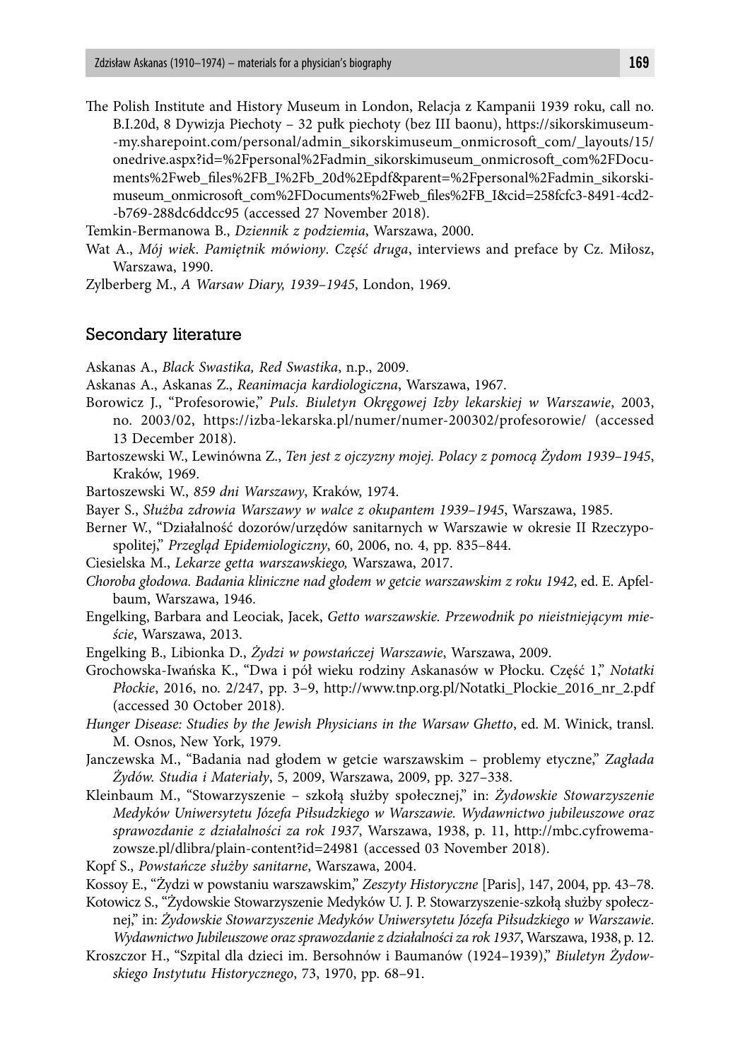The Polish Institute and History Museum in London, Relacja z Kampanii 1939 roku, call no. B.I.20d, 8 Dywizja Piechoty – 32 pułk piechoty (bez III baonu), https://sikorskimuseum-my.sharepoint.com/personal/admin_sikorskimuseum_onmicrosoft_com/_layouts/15/onedrive.aspx?id=%2Fpersonal%2Fadmin_sikorskimuseum_onmicrosoft_com%2FDocuments%2Fweb_files%2FB_I%2Fb_20d%2Epdf&parent=%2Fpersonal%2Fadmin_sikorskimuseum_onmicrosoft_com%2FDocuments%2Fweb_files%2FB_I&cid=258fcfc3-8491-4cd2-b769-288dc6ddcc95 (accessed 27 November 2018).

Temkin-Bermanowa B., *Dziennik z podziemia*, Warszawa, 2000.

Wat A., *Mój wiek. Pamiętnik mówiony. Część druga*, interviews and preface by Cz. Miłosz, Warszawa, 1990.

Zylberberg M., *A Warsaw Diary, 1939–1945*, London, 1969.

## Secondary literature

Askanas A., *Black Swastika, Red Swastika*, n.p., 2009.

Askanas A., Askanas Z., *Reanimacja kardiologiczna*, Warszawa, 1967.

Borowicz J., "Profesorowie," *Puls. Biuletyn Okręgowej Izby lekarskiej w Warszawie*, 2003, no. 2003/02, https://izba-lekarska.pl/numer/numer-200302/profesorowie/ (accessed 13 December 2018).

Bartoszewski W., Lewinówna Z., *Ten jest z ojczyzny mojej. Polacy z pomocą Żydom 1939–1945*, Kraków, 1969.

Bartoszewski W., *859 dni Warszawy*, Kraków, 1974.

Bayer S., *Służba zdrowia Warszawy w walce z okupantem 1939–1945*, Warszawa, 1985.

Berner W., "Działalność dozorów/urzędów sanitarnych w Warszawie w okresie II Rzeczypospolitej," *Przegląd Epidemiologiczny*, 60, 2006, no. 4, pp. 835–844.

Ciesielska M., *Lekarze getta warszawskiego,* Warszawa, 2017.

*Choroba głodowa. Badania kliniczne nad głodem w getcie warszawskim z roku 1942*, ed. E. Apfelbaum, Warszawa, 1946.

Engelking, Barbara and Leociak, Jacek, *Getto warszawskie. Przewodnik po nieistniejącym mieście*, Warszawa, 2013.

Engelking B., Libionka D., *Żydzi w powstańczej Warszawie*, Warszawa, 2009.

Grochowska-Iwańska K., "Dwa i pół wieku rodziny Askanasów w Płocku. Część 1," *Notatki Płockie*, 2016, no. 2/247, pp. 3–9, http://www.tnp.org.pl/Notatki_Plockie_2016_nr_2.pdf (accessed 30 October 2018).

*Hunger Disease: Studies by the Jewish Physicians in the Warsaw Ghetto*, ed. M. Winick, transl. M. Osnos, New York, 1979.

Janczewska M., "Badania nad głodem w getcie warszawskim – problemy etyczne," *Zagłada Żydów. Studia i Materiały*, 5, 2009, Warszawa, 2009, pp. 327–338.

Kleinbaum M., "Stowarzyszenie – szkołą służby społecznej," in: *Żydowskie Stowarzyszenie Medyków Uniwersytetu Józefa Piłsudzkiego w Warszawie. Wydawnictwo jubileuszowe oraz sprawozdanie z działalności za rok 1937*, Warszawa, 1938, p. 11, http://mbc.cyfrowemazowsze.pl/dlibra/plain-content?id=24981 (accessed 03 November 2018).

Kopf S., *Powstańcze służby sanitarne*, Warszawa, 2004.

Kossoy E., "Żydzi w powstaniu warszawskim," *Zeszyty Historyczne* [Paris], 147, 2004, pp. 43–78.

Kotowicz S., "Żydowskie Stowarzyszenie Medyków U. J. P. Stowarzyszenie-szkołą służby społecznej," in: *Żydowskie Stowarzyszenie Medyków Uniwersytetu Józefa Piłsudzkiego w Warszawie. Wydawnictwo Jubileuszowe oraz sprawozdanie z działalności za rok 1937*, Warszawa, 1938, p. 12.

Kroszczor H., "Szpital dla dzieci im. Bersohnów i Baumanów (1924–1939)," *Biuletyn Żydowskiego Instytutu Historycznego*, 73, 1970, pp. 68–91.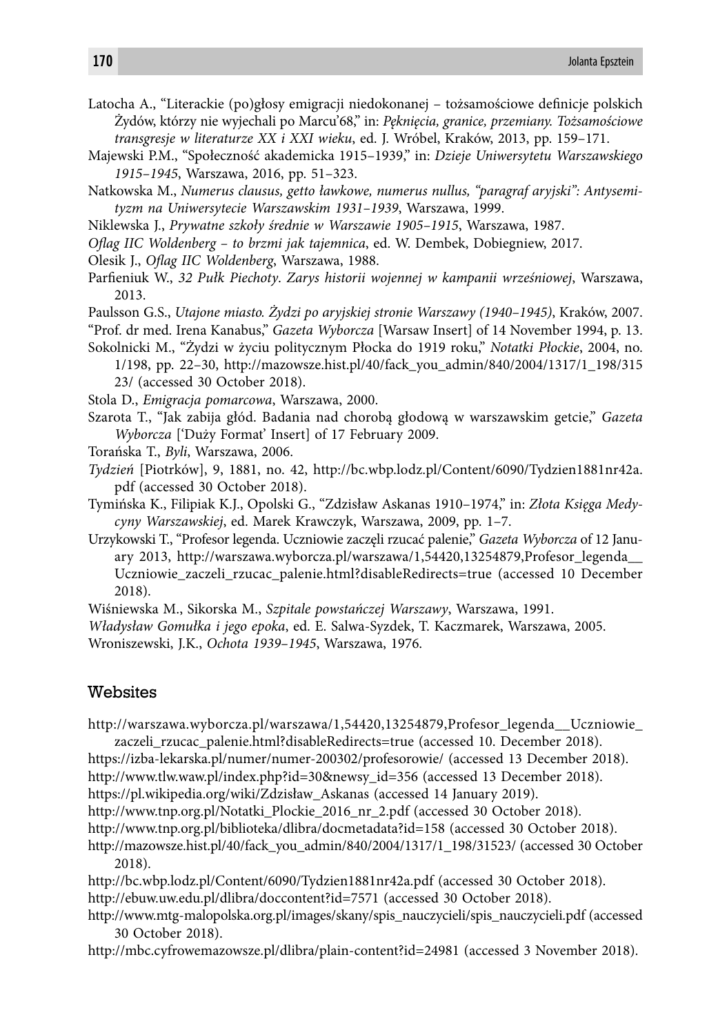Latocha A., "Literackie (po)głosy emigracji niedokonanej – tożsamościowe definicje polskich Żydów, którzy nie wyjechali po Marcu'68," in: *Pęknięcia, granice, przemiany. Tożsamościowe transgresje w literaturze XX i XXI wieku*, ed. J. Wróbel, Kraków, 2013, pp. 159–171.

Majewski P.M., "Społeczność akademicka 1915–1939," in: *Dzieje Uniwersytetu Warszawskiego 1915–1945*, Warszawa, 2016, pp. 51–323.

Natkowska M., *Numerus clausus, getto ławkowe, numerus nullus, "paragraf aryjski": Antysemityzm na Uniwersytecie Warszawskim 1931–1939*, Warszawa, 1999.

Niklewska J., *Prywatne szkoły średnie w Warszawie 1905–1915*, Warszawa, 1987.

*Oflag IIC Woldenberg – to brzmi jak tajemnica*, ed. W. Dembek, Dobiegniew, 2017.

Olesik J., *Oflag IIC Woldenberg*, Warszawa, 1988.

Parfieniuk W., *32 Pułk Piechoty. Zarys historii wojennej w kampanii wrześniowej*, Warszawa, 2013.

Paulsson G.S., *Utajone miasto. Żydzi po aryjskiej stronie Warszawy (1940–1945)*, Kraków, 2007.

"Prof. dr med. Irena Kanabus," *Gazeta Wyborcza* [Warsaw Insert] of 14 November 1994, p. 13.

Sokolnicki M., "Żydzi w życiu politycznym Płocka do 1919 roku," *Notatki Płockie*, 2004, no. 1/198, pp. 22–30, http://mazowsze.hist.pl/40/fack_you_admin/840/2004/1317/1_198/31523/ (accessed 30 October 2018).

Stola D., *Emigracja pomarcowa*, Warszawa, 2000.

Szarota T., "Jak zabija głód. Badania nad chorobą głodową w warszawskim getcie," *Gazeta Wyborcza* ['Duży Format' Insert] of 17 February 2009.

Torańska T., *Byli*, Warszawa, 2006.

*Tydzień* [Piotrków], 9, 1881, no. 42, http://bc.wbp.lodz.pl/Content/6090/Tydzien1881nr42a.pdf (accessed 30 October 2018).

Tymińska K., Filipiak K.J., Opolski G., "Zdzisław Askanas 1910–1974," in: *Złota Księga Medycyny Warszawskiej*, ed. Marek Krawczyk, Warszawa, 2009, pp. 1–7.

Urzykowski T., "Profesor legenda. Uczniowie zaczęli rzucać palenie," *Gazeta Wyborcza* of 12 January 2013, http://warszawa.wyborcza.pl/warszawa/1,54420,13254879,Profesor_legenda__Uczniowie_zaczeli_rzucac_palenie.html?disableRedirects=true (accessed 10 December 2018).

Wiśniewska M., Sikorska M., *Szpitale powstańczej Warszawy*, Warszawa, 1991.

*Władysław Gomułka i jego epoka*, ed. E. Salwa-Syzdek, T. Kaczmarek, Warszawa, 2005.

Wroniszewski, J.K., *Ochota 1939–1945*, Warszawa, 1976.

## Websites

http://warszawa.wyborcza.pl/warszawa/1,54420,13254879,Profesor_legenda__Uczniowie_zaczeli_rzucac_palenie.html?disableRedirects=true (accessed 10. December 2018).

https://izba-lekarska.pl/numer/numer-200302/profesorowie/ (accessed 13 December 2018).

http://www.tlw.waw.pl/index.php?id=30&newsy_id=356 (accessed 13 December 2018).

https://pl.wikipedia.org/wiki/Zdzisław_Askanas (accessed 14 January 2019).

http://www.tnp.org.pl/Notatki_Plockie_2016_nr_2.pdf (accessed 30 October 2018).

http://www.tnp.org.pl/biblioteka/dlibra/docmetadata?id=158 (accessed 30 October 2018).

http://mazowsze.hist.pl/40/fack_you_admin/840/2004/1317/1_198/31523/ (accessed 30 October 2018).

http://bc.wbp.lodz.pl/Content/6090/Tydzien1881nr42a.pdf (accessed 30 October 2018).

http://ebuw.uw.edu.pl/dlibra/doccontent?id=7571 (accessed 30 October 2018).

http://www.mtg-malopolska.org.pl/images/skany/spis_nauczycieli/spis_nauczycieli.pdf (accessed 30 October 2018).

http://mbc.cyfrowemazowsze.pl/dlibra/plain-content?id=24981 (accessed 3 November 2018).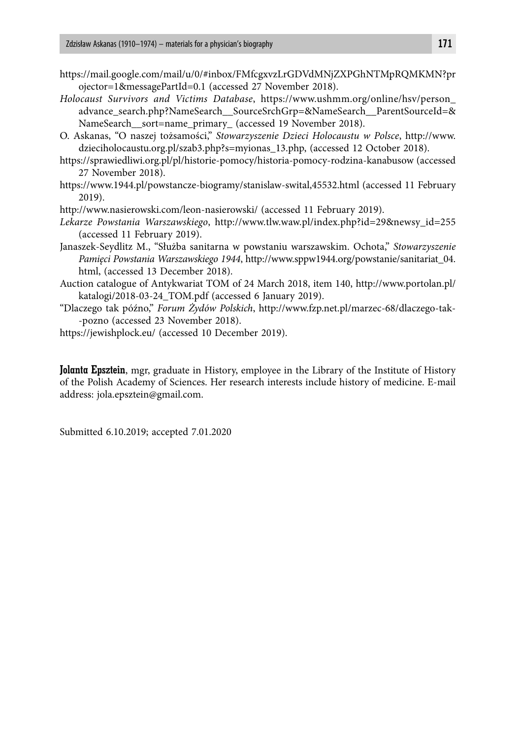https://mail.google.com/mail/u/0/#inbox/FMfcgxvzLrGDVdMNjZXPGhNTMpRQMKMN?projector=1&messagePartId=0.1 (accessed 27 November 2018).

*Holocaust Survivors and Victims Database*, https://www.ushmm.org/online/hsv/person_advance_search.php?NameSearch__SourceSrchGrp=&NameSearch__ParentSourceId=&NameSearch__sort=name_primary_ (accessed 19 November 2018).

O. Askanas, "O naszej tożsamości," *Stowarzyszenie Dzieci Holocaustu w Polsce*, http://www.dzieciholocaustu.org.pl/szab3.php?s=myionas_13.php, (accessed 12 October 2018).

https://sprawiedliwi.org.pl/pl/historie-pomocy/historia-pomocy-rodzina-kanabusow (accessed 27 November 2018).

https://www.1944.pl/powstancze-biogramy/stanislaw-swital,45532.html (accessed 11 February 2019).

http://www.nasierowski.com/leon-nasierowski/ (accessed 11 February 2019).

*Lekarze Powstania Warszawskiego*, http://www.tlw.waw.pl/index.php?id=29&newsy_id=255 (accessed 11 February 2019).

Janaszek-Seydlitz M., "Służba sanitarna w powstaniu warszawskim. Ochota," *Stowarzyszenie Pamięci Powstania Warszawskiego 1944*, http://www.sppw1944.org/powstanie/sanitariat_04.html, (accessed 13 December 2018).

Auction catalogue of Antykwariat TOM of 24 March 2018, item 140, http://www.portolan.pl/katalogi/2018-03-24_TOM.pdf (accessed 6 January 2019).

"Dlaczego tak późno," *Forum Żydów Polskich*, http://www.fzp.net.pl/marzec-68/dlaczego-tak-pozno (accessed 23 November 2018).

https://jewishplock.eu/ (accessed 10 December 2019).

**Jolanta Epsztein**, mgr, graduate in History, employee in the Library of the Institute of History of the Polish Academy of Sciences. Her research interests include history of medicine. E-mail address: jola.epsztein@gmail.com.

Submitted 6.10.2019; accepted 7.01.2020